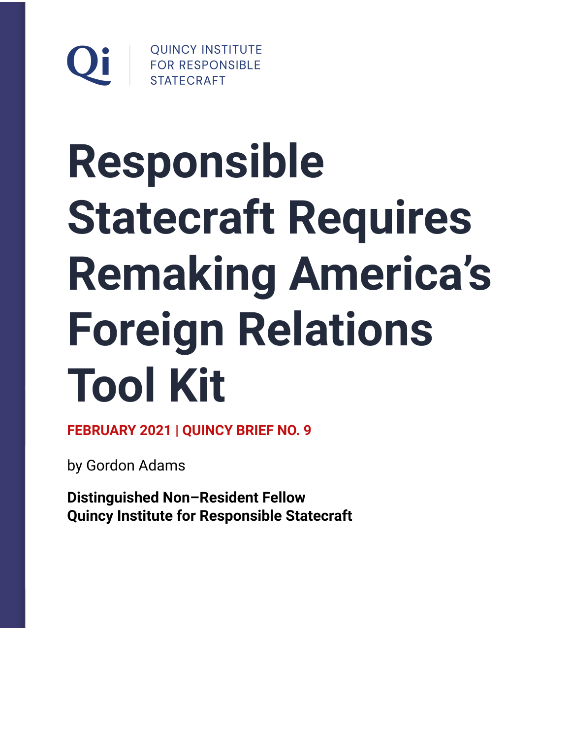QUINCY INSTITUTE FOR RESPONSIBLE STATECRAFT

# Responsible Statecraft Requires Remaking America's Foreign Relations Tool Kit

**FEBRUARY 2021 | QUINCY BRIEF NO. 9**

by Gordon Adams

**Distinguished Non–Resident Fellow**
**Quincy Institute for Responsible Statecraft**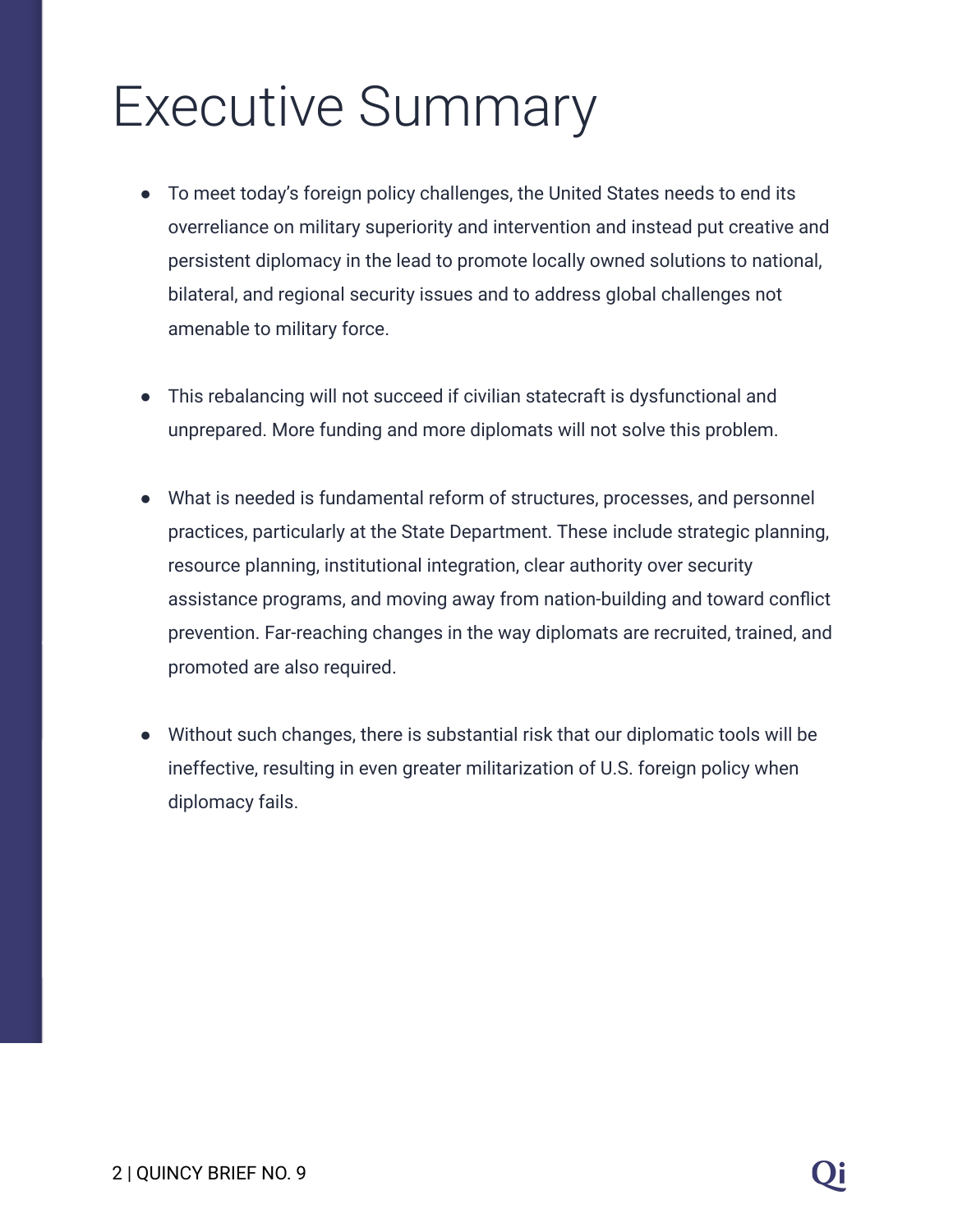# Executive Summary

- To meet today's foreign policy challenges, the United States needs to end its overreliance on military superiority and intervention and instead put creative and persistent diplomacy in the lead to promote locally owned solutions to national, bilateral, and regional security issues and to address global challenges not amenable to military force.

- This rebalancing will not succeed if civilian statecraft is dysfunctional and unprepared. More funding and more diplomats will not solve this problem.

- What is needed is fundamental reform of structures, processes, and personnel practices, particularly at the State Department. These include strategic planning, resource planning, institutional integration, clear authority over security assistance programs, and moving away from nation-building and toward conflict prevention. Far-reaching changes in the way diplomats are recruited, trained, and promoted are also required.

- Without such changes, there is substantial risk that our diplomatic tools will be ineffective, resulting in even greater militarization of U.S. foreign policy when diplomacy fails.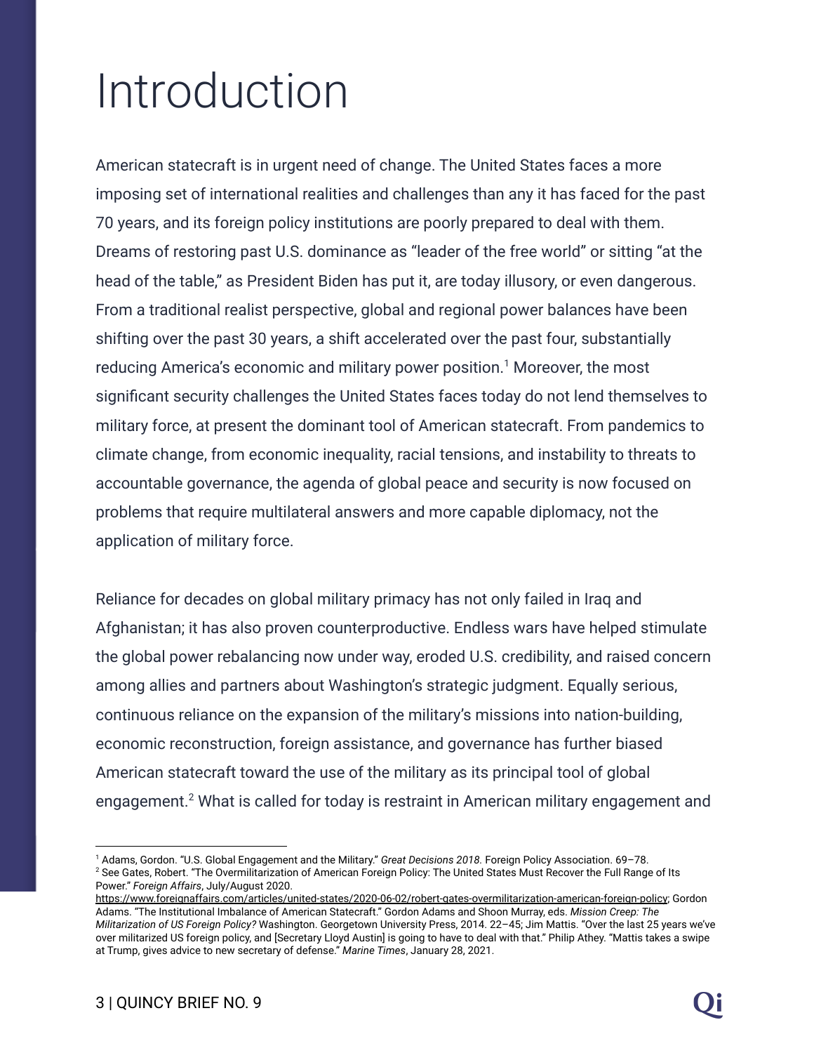# Introduction

American statecraft is in urgent need of change. The United States faces a more imposing set of international realities and challenges than any it has faced for the past 70 years, and its foreign policy institutions are poorly prepared to deal with them. Dreams of restoring past U.S. dominance as "leader of the free world" or sitting "at the head of the table," as President Biden has put it, are today illusory, or even dangerous. From a traditional realist perspective, global and regional power balances have been shifting over the past 30 years, a shift accelerated over the past four, substantially reducing America's economic and military power position.[1] Moreover, the most significant security challenges the United States faces today do not lend themselves to military force, at present the dominant tool of American statecraft. From pandemics to climate change, from economic inequality, racial tensions, and instability to threats to accountable governance, the agenda of global peace and security is now focused on problems that require multilateral answers and more capable diplomacy, not the application of military force.

Reliance for decades on global military primacy has not only failed in Iraq and Afghanistan; it has also proven counterproductive. Endless wars have helped stimulate the global power rebalancing now under way, eroded U.S. credibility, and raised concern among allies and partners about Washington's strategic judgment. Equally serious, continuous reliance on the expansion of the military's missions into nation-building, economic reconstruction, foreign assistance, and governance has further biased American statecraft toward the use of the military as its principal tool of global engagement.[2] What is called for today is restraint in American military engagement and

---

[1] Adams, Gordon. "U.S. Global Engagement and the Military." *Great Decisions 2018.* Foreign Policy Association. 69–78.

[2] See Gates, Robert. "The Overmilitarization of American Foreign Policy: The United States Must Recover the Full Range of Its Power." *Foreign Affairs*, July/August 2020. https://www.foreignaffairs.com/articles/united-states/2020-06-02/robert-gates-overmilitarization-american-foreign-policy; Gordon Adams. "The Institutional Imbalance of American Statecraft." Gordon Adams and Shoon Murray, eds. *Mission Creep: The Militarization of US Foreign Policy?* Washington. Georgetown University Press, 2014. 22–45; Jim Mattis. "Over the last 25 years we've over militarized US foreign policy, and [Secretary Lloyd Austin] is going to have to deal with that." Philip Athey. "Mattis takes a swipe at Trump, gives advice to new secretary of defense." *Marine Times*, January 28, 2021.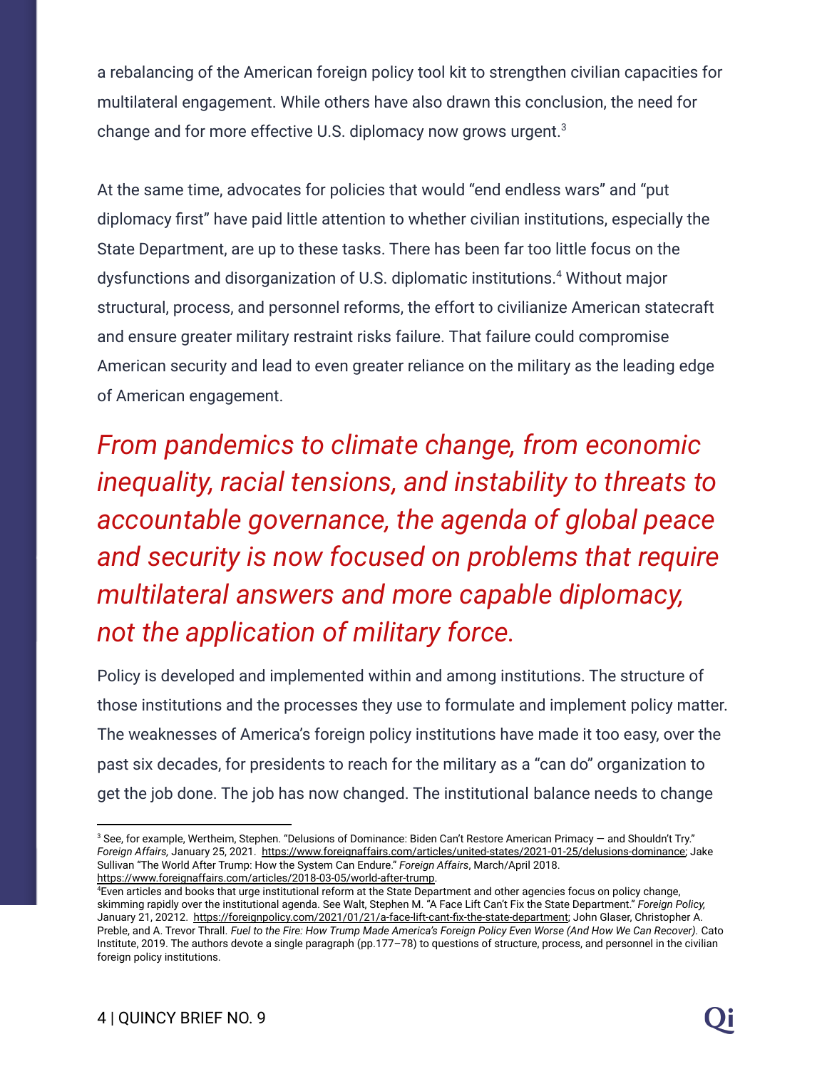a rebalancing of the American foreign policy tool kit to strengthen civilian capacities for multilateral engagement. While others have also drawn this conclusion, the need for change and for more effective U.S. diplomacy now grows urgent.[3]

At the same time, advocates for policies that would "end endless wars" and "put diplomacy first" have paid little attention to whether civilian institutions, especially the State Department, are up to these tasks. There has been far too little focus on the dysfunctions and disorganization of U.S. diplomatic institutions.[4] Without major structural, process, and personnel reforms, the effort to civilianize American statecraft and ensure greater military restraint risks failure. That failure could compromise American security and lead to even greater reliance on the military as the leading edge of American engagement.

*From pandemics to climate change, from economic inequality, racial tensions, and instability to threats to accountable governance, the agenda of global peace and security is now focused on problems that require multilateral answers and more capable diplomacy, not the application of military force.*

Policy is developed and implemented within and among institutions. The structure of those institutions and the processes they use to formulate and implement policy matter. The weaknesses of America's foreign policy institutions have made it too easy, over the past six decades, for presidents to reach for the military as a "can do" organization to get the job done. The job has now changed. The institutional balance needs to change

---

[3] See, for example, Wertheim, Stephen. "Delusions of Dominance: Biden Can't Restore American Primacy — and Shouldn't Try." *Foreign Affairs*, January 25, 2021. https://www.foreignaffairs.com/articles/united-states/2021-01-25/delusions-dominance; Jake Sullivan "The World After Trump: How the System Can Endure." *Foreign Affairs*, March/April 2018. https://www.foreignaffairs.com/articles/2018-03-05/world-after-trump.

[4] Even articles and books that urge institutional reform at the State Department and other agencies focus on policy change, skimming rapidly over the institutional agenda. See Walt, Stephen M. "A Face Lift Can't Fix the State Department." *Foreign Policy,* January 21, 20212. https://foreignpolicy.com/2021/01/21/a-face-lift-cant-fix-the-state-department; John Glaser, Christopher A. Preble, and A. Trevor Thrall. *Fuel to the Fire: How Trump Made America's Foreign Policy Even Worse (And How We Can Recover).* Cato Institute, 2019. The authors devote a single paragraph (pp.177–78) to questions of structure, process, and personnel in the civilian foreign policy institutions.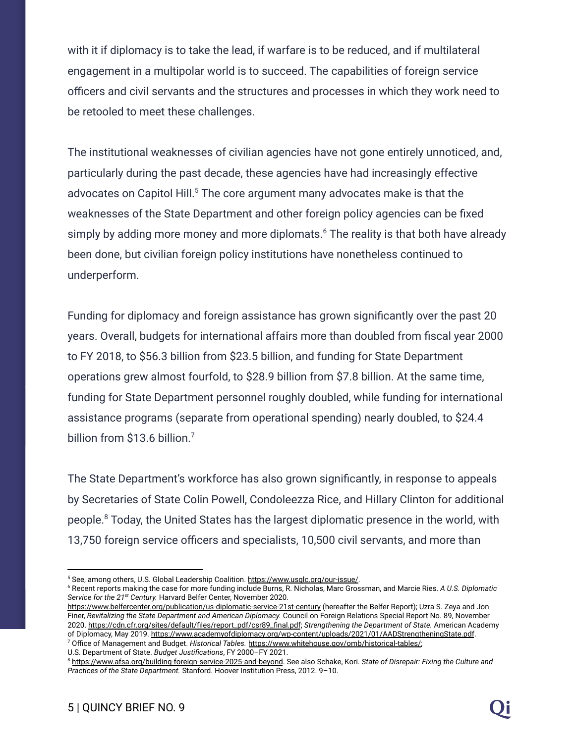with it if diplomacy is to take the lead, if warfare is to be reduced, and if multilateral engagement in a multipolar world is to succeed. The capabilities of foreign service officers and civil servants and the structures and processes in which they work need to be retooled to meet these challenges.

The institutional weaknesses of civilian agencies have not gone entirely unnoticed, and, particularly during the past decade, these agencies have had increasingly effective advocates on Capitol Hill.[5] The core argument many advocates make is that the weaknesses of the State Department and other foreign policy agencies can be fixed simply by adding more money and more diplomats.[6] The reality is that both have already been done, but civilian foreign policy institutions have nonetheless continued to underperform.

Funding for diplomacy and foreign assistance has grown significantly over the past 20 years. Overall, budgets for international affairs more than doubled from fiscal year 2000 to FY 2018, to $56.3 billion from $23.5 billion, and funding for State Department operations grew almost fourfold, to $28.9 billion from $7.8 billion. At the same time, funding for State Department personnel roughly doubled, while funding for international assistance programs (separate from operational spending) nearly doubled, to $24.4 billion from $13.6 billion.[7]

The State Department's workforce has also grown significantly, in response to appeals by Secretaries of State Colin Powell, Condoleezza Rice, and Hillary Clinton for additional people.[8] Today, the United States has the largest diplomatic presence in the world, with 13,750 foreign service officers and specialists, 10,500 civil servants, and more than

---

[5] See, among others, U.S. Global Leadership Coalition. https://www.usglc.org/our-issue/.

[6] Recent reports making the case for more funding include Burns, R. Nicholas, Marc Grossman, and Marcie Ries. *A U.S. Diplomatic Service for the 21st Century.* Harvard Belfer Center, November 2020. https://www.belfercenter.org/publication/us-diplomatic-service-21st-century (hereafter the Belfer Report); Uzra S. Zeya and Jon Finer, *Revitalizing the State Department and American Diplomacy.* Council on Foreign Relations Special Report No. 89, November 2020. https://cdn.cfr.org/sites/default/files/report_pdf/csr89_final.pdf; *Strengthening the Department of State.* American Academy of Diplomacy, May 2019. https://www.academyofdiplomacy.org/wp-content/uploads/2021/01/AADStrengtheningState.pdf.

[7] Office of Management and Budget. *Historical Tables.* https://www.whitehouse.gov/omb/historical-tables/; U.S. Department of State. *Budget Justifications*, FY 2000–FY 2021.

[8] https://www.afsa.org/building-foreign-service-2025-and-beyond. See also Schake, Kori. *State of Disrepair: Fixing the Culture and Practices of the State Department.* Stanford. Hoover Institution Press, 2012. 9–10.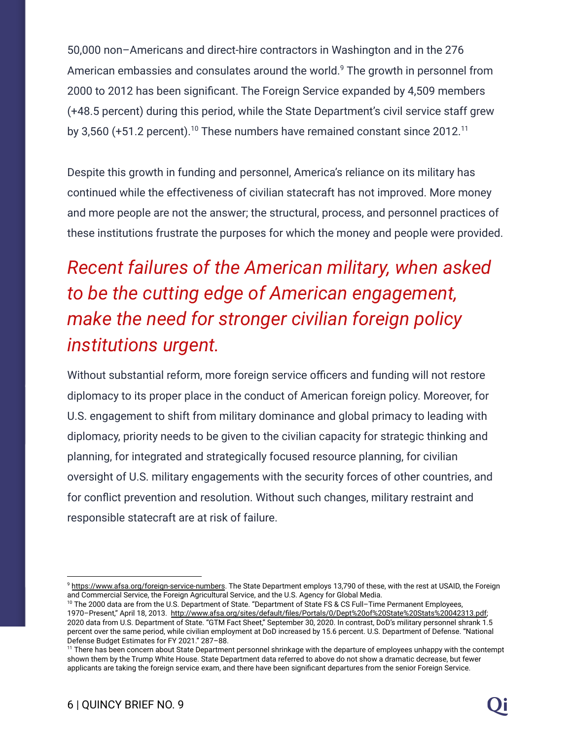50,000 non–Americans and direct-hire contractors in Washington and in the 276 American embassies and consulates around the world.[9] The growth in personnel from 2000 to 2012 has been significant. The Foreign Service expanded by 4,509 members (+48.5 percent) during this period, while the State Department's civil service staff grew by 3,560 (+51.2 percent).[10] These numbers have remained constant since 2012.[11]

Despite this growth in funding and personnel, America's reliance on its military has continued while the effectiveness of civilian statecraft has not improved. More money and more people are not the answer; the structural, process, and personnel practices of these institutions frustrate the purposes for which the money and people were provided.

*Recent failures of the American military, when asked to be the cutting edge of American engagement, make the need for stronger civilian foreign policy institutions urgent.*

Without substantial reform, more foreign service officers and funding will not restore diplomacy to its proper place in the conduct of American foreign policy. Moreover, for U.S. engagement to shift from military dominance and global primacy to leading with diplomacy, priority needs to be given to the civilian capacity for strategic thinking and planning, for integrated and strategically focused resource planning, for civilian oversight of U.S. military engagements with the security forces of other countries, and for conflict prevention and resolution. Without such changes, military restraint and responsible statecraft are at risk of failure.

---

[9] https://www.afsa.org/foreign-service-numbers. The State Department employs 13,790 of these, with the rest at USAID, the Foreign and Commercial Service, the Foreign Agricultural Service, and the U.S. Agency for Global Media.

[10] The 2000 data are from the U.S. Department of State. "Department of State FS & CS Full–Time Permanent Employees, 1970–Present," April 18, 2013. http://www.afsa.org/sites/default/files/Portals/0/Dept%20of%20State%20Stats%20042313.pdf; 2020 data from U.S. Department of State. "GTM Fact Sheet," September 30, 2020. In contrast, DoD's military personnel shrank 1.5 percent over the same period, while civilian employment at DoD increased by 15.6 percent. U.S. Department of Defense. "National Defense Budget Estimates for FY 2021." 287–88.

[11] There has been concern about State Department personnel shrinkage with the departure of employees unhappy with the contempt shown them by the Trump White House. State Department data referred to above do not show a dramatic decrease, but fewer applicants are taking the foreign service exam, and there have been significant departures from the senior Foreign Service.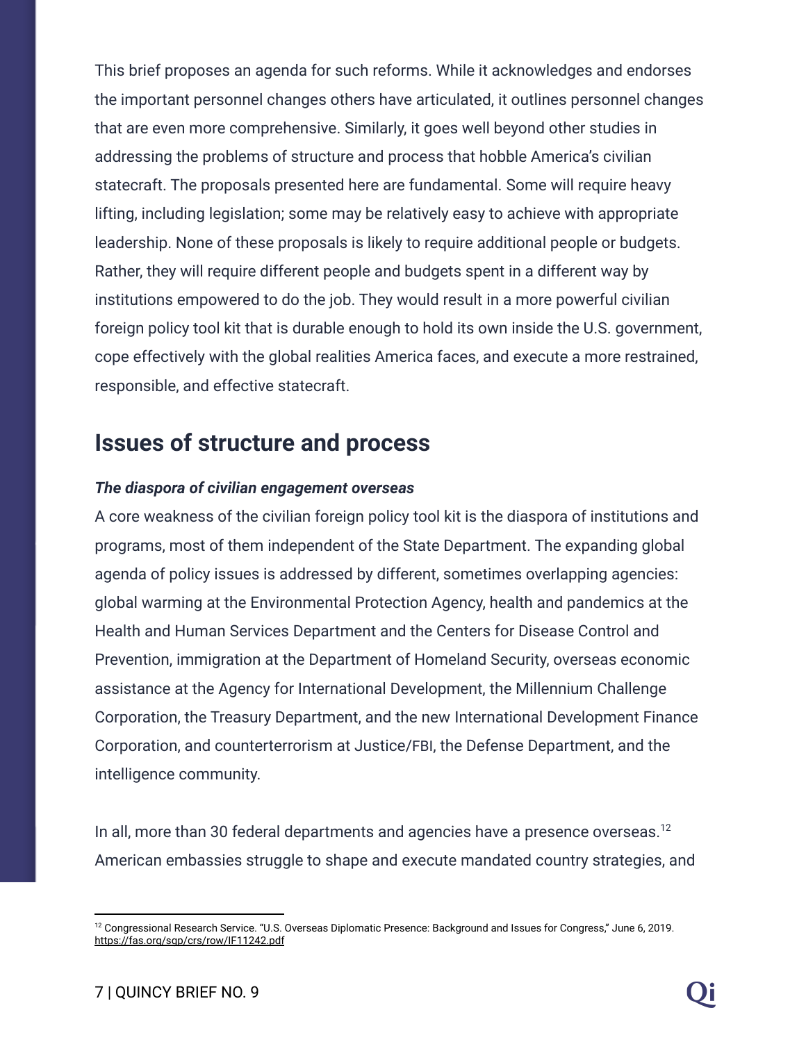This brief proposes an agenda for such reforms. While it acknowledges and endorses the important personnel changes others have articulated, it outlines personnel changes that are even more comprehensive. Similarly, it goes well beyond other studies in addressing the problems of structure and process that hobble America's civilian statecraft. The proposals presented here are fundamental. Some will require heavy lifting, including legislation; some may be relatively easy to achieve with appropriate leadership. None of these proposals is likely to require additional people or budgets. Rather, they will require different people and budgets spent in a different way by institutions empowered to do the job. They would result in a more powerful civilian foreign policy tool kit that is durable enough to hold its own inside the U.S. government, cope effectively with the global realities America faces, and execute a more restrained, responsible, and effective statecraft.

## Issues of structure and process

***The diaspora of civilian engagement overseas***

A core weakness of the civilian foreign policy tool kit is the diaspora of institutions and programs, most of them independent of the State Department. The expanding global agenda of policy issues is addressed by different, sometimes overlapping agencies: global warming at the Environmental Protection Agency, health and pandemics at the Health and Human Services Department and the Centers for Disease Control and Prevention, immigration at the Department of Homeland Security, overseas economic assistance at the Agency for International Development, the Millennium Challenge Corporation, the Treasury Department, and the new International Development Finance Corporation, and counterterrorism at Justice/FBI, the Defense Department, and the intelligence community.

In all, more than 30 federal departments and agencies have a presence overseas.[12] American embassies struggle to shape and execute mandated country strategies, and

[12] Congressional Research Service. "U.S. Overseas Diplomatic Presence: Background and Issues for Congress," June 6, 2019. https://fas.org/sgp/crs/row/IF11242.pdf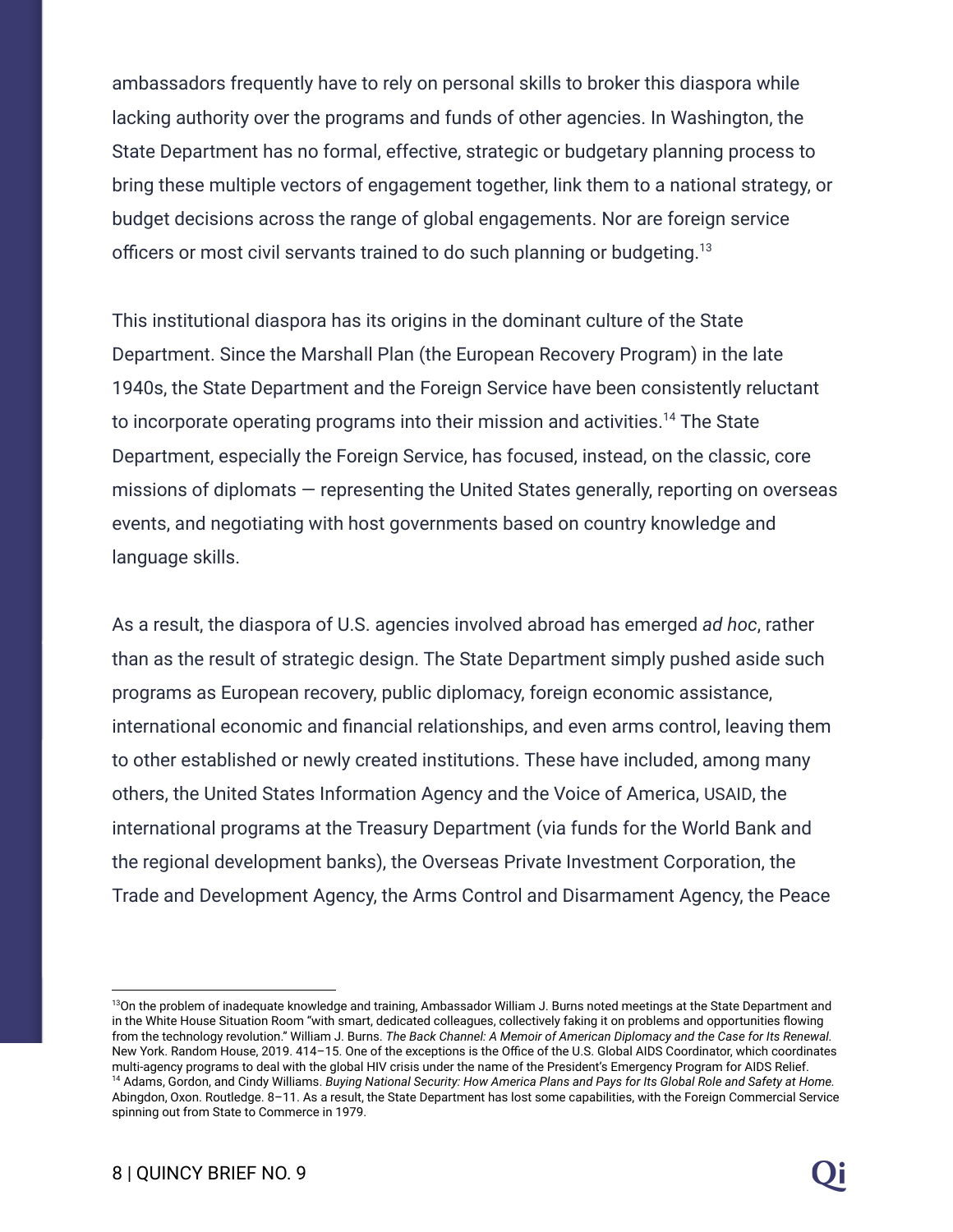ambassadors frequently have to rely on personal skills to broker this diaspora while lacking authority over the programs and funds of other agencies. In Washington, the State Department has no formal, effective, strategic or budgetary planning process to bring these multiple vectors of engagement together, link them to a national strategy, or budget decisions across the range of global engagements. Nor are foreign service officers or most civil servants trained to do such planning or budgeting.[13]

This institutional diaspora has its origins in the dominant culture of the State Department. Since the Marshall Plan (the European Recovery Program) in the late 1940s, the State Department and the Foreign Service have been consistently reluctant to incorporate operating programs into their mission and activities.[14] The State Department, especially the Foreign Service, has focused, instead, on the classic, core missions of diplomats — representing the United States generally, reporting on overseas events, and negotiating with host governments based on country knowledge and language skills.

As a result, the diaspora of U.S. agencies involved abroad has emerged *ad hoc*, rather than as the result of strategic design. The State Department simply pushed aside such programs as European recovery, public diplomacy, foreign economic assistance, international economic and financial relationships, and even arms control, leaving them to other established or newly created institutions. These have included, among many others, the United States Information Agency and the Voice of America, USAID, the international programs at the Treasury Department (via funds for the World Bank and the regional development banks), the Overseas Private Investment Corporation, the Trade and Development Agency, the Arms Control and Disarmament Agency, the Peace

---

[13] On the problem of inadequate knowledge and training, Ambassador William J. Burns noted meetings at the State Department and in the White House Situation Room "with smart, dedicated colleagues, collectively faking it on problems and opportunities flowing from the technology revolution." William J. Burns. *The Back Channel: A Memoir of American Diplomacy and the Case for Its Renewal.* New York. Random House, 2019. 414–15. One of the exceptions is the Office of the U.S. Global AIDS Coordinator, which coordinates multi-agency programs to deal with the global HIV crisis under the name of the President's Emergency Program for AIDS Relief.

[14] Adams, Gordon, and Cindy Williams. *Buying National Security: How America Plans and Pays for Its Global Role and Safety at Home.* Abingdon, Oxon. Routledge. 8–11. As a result, the State Department has lost some capabilities, with the Foreign Commercial Service spinning out from State to Commerce in 1979.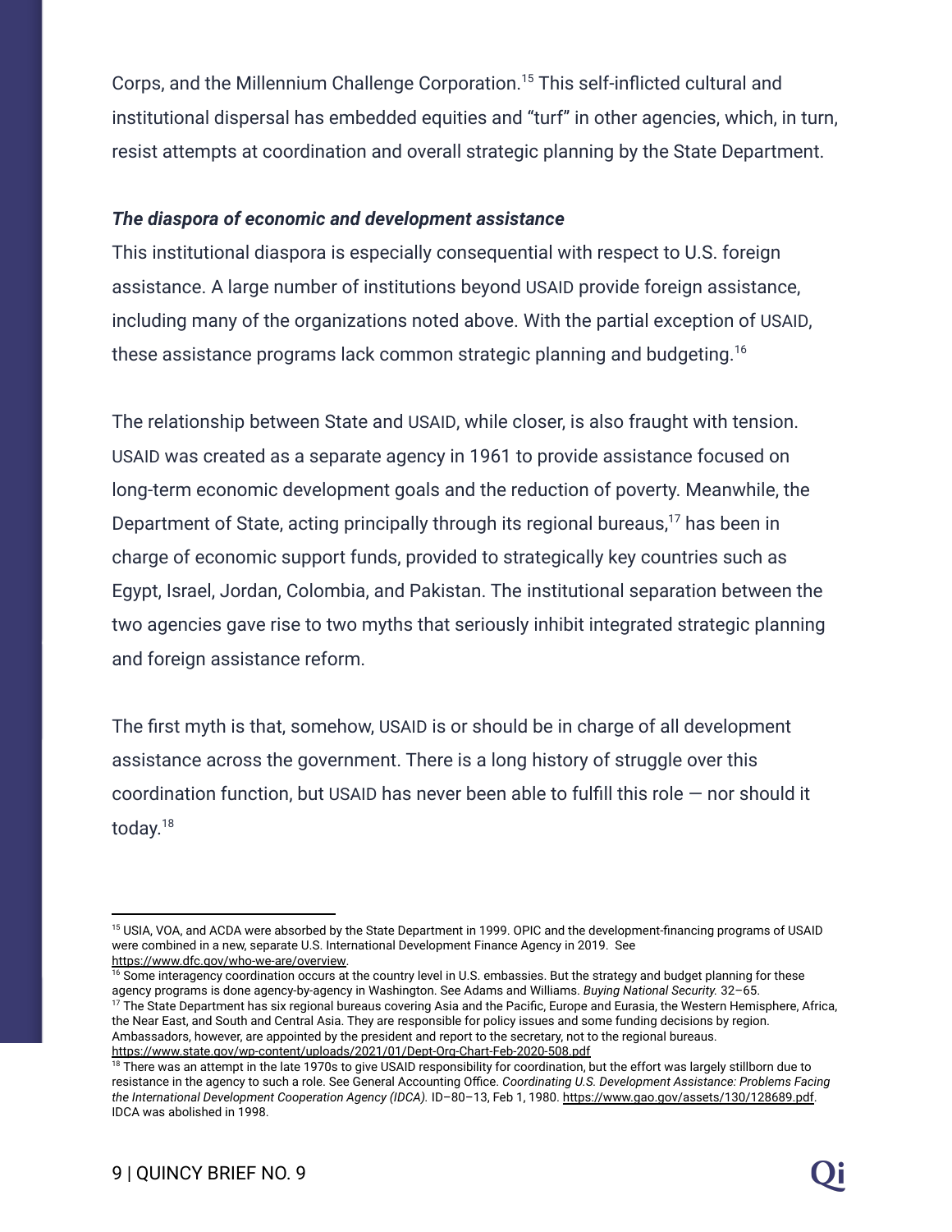Corps, and the Millennium Challenge Corporation.[15] This self-inflicted cultural and institutional dispersal has embedded equities and "turf" in other agencies, which, in turn, resist attempts at coordination and overall strategic planning by the State Department.

***The diaspora of economic and development assistance***

This institutional diaspora is especially consequential with respect to U.S. foreign assistance. A large number of institutions beyond USAID provide foreign assistance, including many of the organizations noted above. With the partial exception of USAID, these assistance programs lack common strategic planning and budgeting.[16]

The relationship between State and USAID, while closer, is also fraught with tension. USAID was created as a separate agency in 1961 to provide assistance focused on long-term economic development goals and the reduction of poverty. Meanwhile, the Department of State, acting principally through its regional bureaus,[17] has been in charge of economic support funds, provided to strategically key countries such as Egypt, Israel, Jordan, Colombia, and Pakistan. The institutional separation between the two agencies gave rise to two myths that seriously inhibit integrated strategic planning and foreign assistance reform.

The first myth is that, somehow, USAID is or should be in charge of all development assistance across the government. There is a long history of struggle over this coordination function, but USAID has never been able to fulfill this role — nor should it today.[18]

---

[15] USIA, VOA, and ACDA were absorbed by the State Department in 1999. OPIC and the development-financing programs of USAID were combined in a new, separate U.S. International Development Finance Agency in 2019. See https://www.dfc.gov/who-we-are/overview.

[16] Some interagency coordination occurs at the country level in U.S. embassies. But the strategy and budget planning for these agency programs is done agency-by-agency in Washington. See Adams and Williams. *Buying National Security.* 32–65.

[17] The State Department has six regional bureaus covering Asia and the Pacific, Europe and Eurasia, the Western Hemisphere, Africa, the Near East, and South and Central Asia. They are responsible for policy issues and some funding decisions by region. Ambassadors, however, are appointed by the president and report to the secretary, not to the regional bureaus. https://www.state.gov/wp-content/uploads/2021/01/Dept-Org-Chart-Feb-2020-508.pdf

[18] There was an attempt in the late 1970s to give USAID responsibility for coordination, but the effort was largely stillborn due to resistance in the agency to such a role. See General Accounting Office. *Coordinating U.S. Development Assistance: Problems Facing the International Development Cooperation Agency (IDCA).* ID–80–13, Feb 1, 1980. https://www.gao.gov/assets/130/128689.pdf. IDCA was abolished in 1998.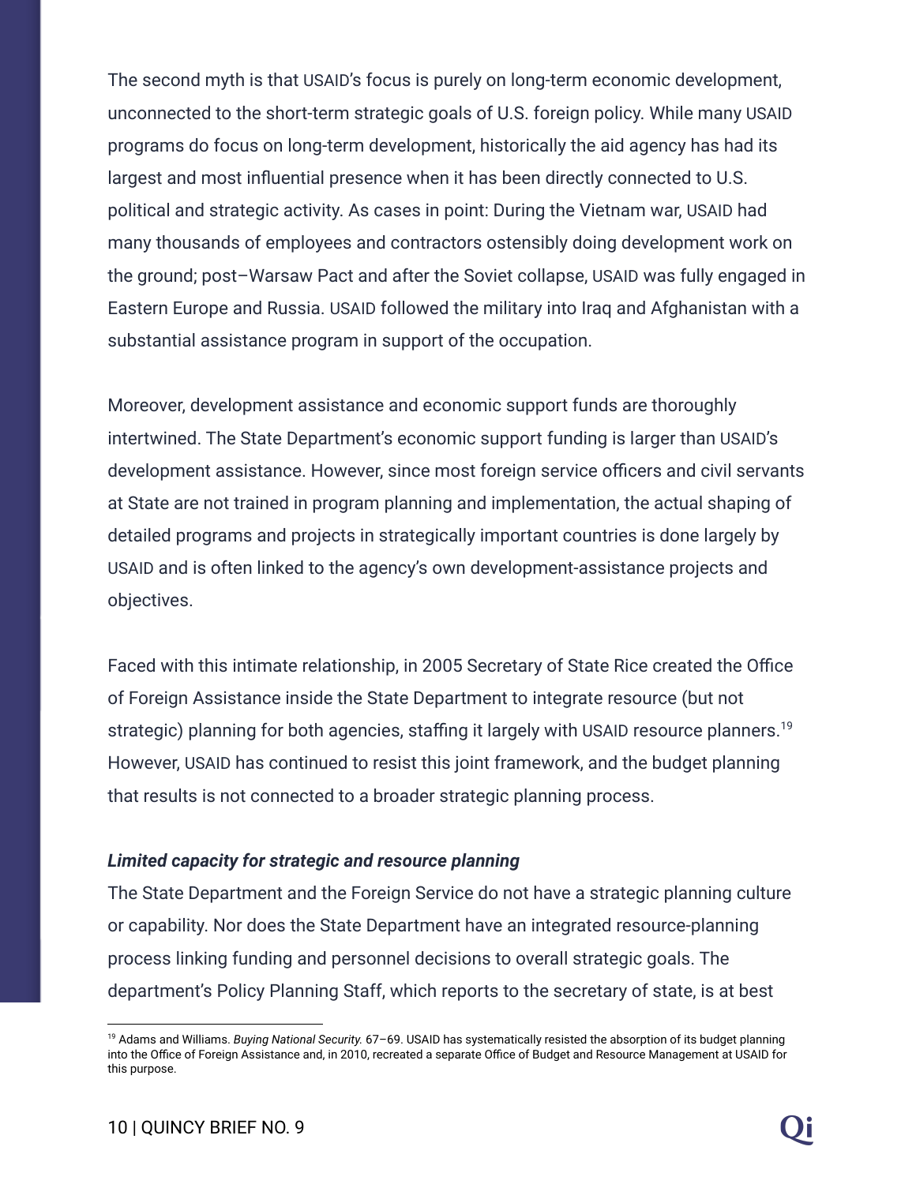The second myth is that USAID's focus is purely on long-term economic development, unconnected to the short-term strategic goals of U.S. foreign policy. While many USAID programs do focus on long-term development, historically the aid agency has had its largest and most influential presence when it has been directly connected to U.S. political and strategic activity. As cases in point: During the Vietnam war, USAID had many thousands of employees and contractors ostensibly doing development work on the ground; post–Warsaw Pact and after the Soviet collapse, USAID was fully engaged in Eastern Europe and Russia. USAID followed the military into Iraq and Afghanistan with a substantial assistance program in support of the occupation.

Moreover, development assistance and economic support funds are thoroughly intertwined. The State Department's economic support funding is larger than USAID's development assistance. However, since most foreign service officers and civil servants at State are not trained in program planning and implementation, the actual shaping of detailed programs and projects in strategically important countries is done largely by USAID and is often linked to the agency's own development-assistance projects and objectives.

Faced with this intimate relationship, in 2005 Secretary of State Rice created the Office of Foreign Assistance inside the State Department to integrate resource (but not strategic) planning for both agencies, staffing it largely with USAID resource planners.[19] However, USAID has continued to resist this joint framework, and the budget planning that results is not connected to a broader strategic planning process.

***Limited capacity for strategic and resource planning***

The State Department and the Foreign Service do not have a strategic planning culture or capability. Nor does the State Department have an integrated resource-planning process linking funding and personnel decisions to overall strategic goals. The department's Policy Planning Staff, which reports to the secretary of state, is at best

[19] Adams and Williams. *Buying National Security.* 67–69. USAID has systematically resisted the absorption of its budget planning into the Office of Foreign Assistance and, in 2010, recreated a separate Office of Budget and Resource Management at USAID for this purpose.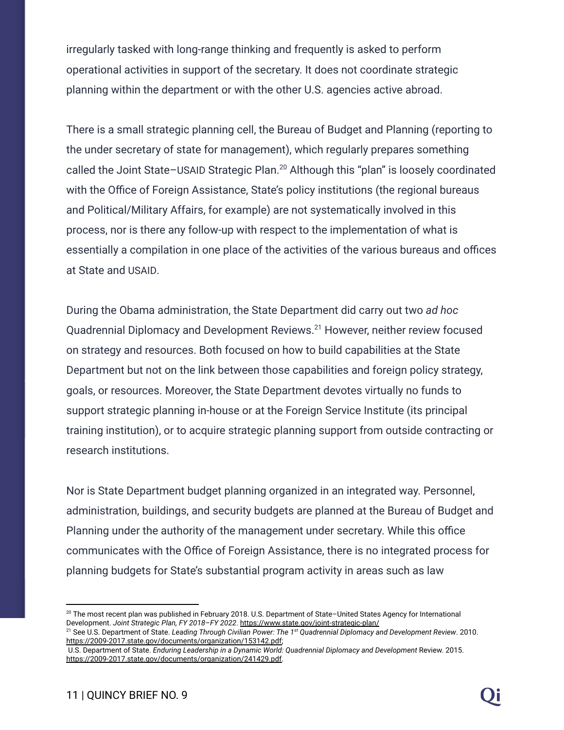irregularly tasked with long-range thinking and frequently is asked to perform operational activities in support of the secretary. It does not coordinate strategic planning within the department or with the other U.S. agencies active abroad.

There is a small strategic planning cell, the Bureau of Budget and Planning (reporting to the under secretary of state for management), which regularly prepares something called the Joint State–USAID Strategic Plan.[20] Although this "plan" is loosely coordinated with the Office of Foreign Assistance, State's policy institutions (the regional bureaus and Political/Military Affairs, for example) are not systematically involved in this process, nor is there any follow-up with respect to the implementation of what is essentially a compilation in one place of the activities of the various bureaus and offices at State and USAID.

During the Obama administration, the State Department did carry out two *ad hoc* Quadrennial Diplomacy and Development Reviews.[21] However, neither review focused on strategy and resources. Both focused on how to build capabilities at the State Department but not on the link between those capabilities and foreign policy strategy, goals, or resources. Moreover, the State Department devotes virtually no funds to support strategic planning in-house or at the Foreign Service Institute (its principal training institution), or to acquire strategic planning support from outside contracting or research institutions.

Nor is State Department budget planning organized in an integrated way. Personnel, administration, buildings, and security budgets are planned at the Bureau of Budget and Planning under the authority of the management under secretary. While this office communicates with the Office of Foreign Assistance, there is no integrated process for planning budgets for State's substantial program activity in areas such as law

---

[20] The most recent plan was published in February 2018. U.S. Department of State–United States Agency for International Development. *Joint Strategic Plan, FY 2018–FY 2022*. https://www.state.gov/joint-strategic-plan/

[21] See U.S. Department of State. *Leading Through Civilian Power: The 1st Quadrennial Diplomacy and Development Review*. 2010. https://2009-2017.state.gov/documents/organization/153142.pdf; U.S. Department of State. *Enduring Leadership in a Dynamic World: Quadrennial Diplomacy and Development* Review. 2015. https://2009-2017.state.gov/documents/organization/241429.pdf.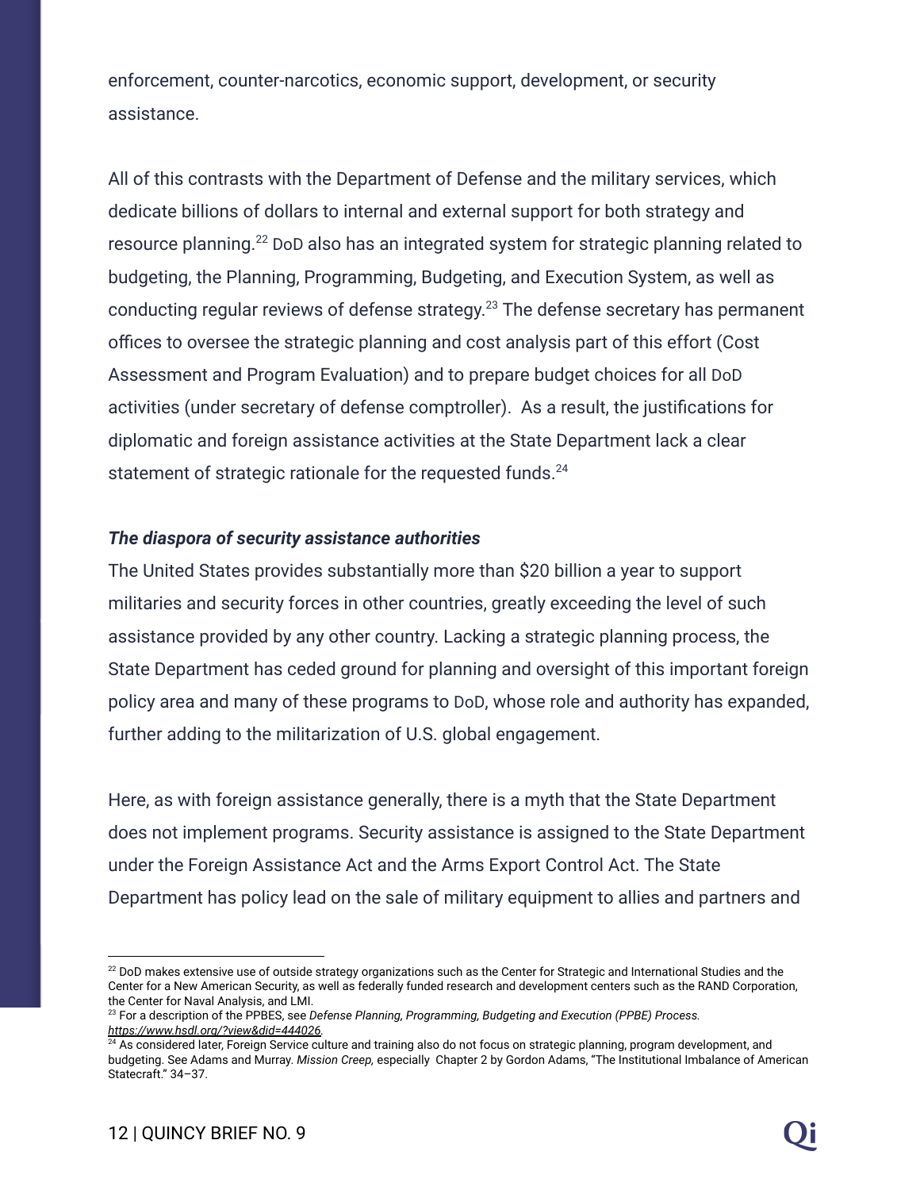enforcement, counter-narcotics, economic support, development, or security assistance.

All of this contrasts with the Department of Defense and the military services, which dedicate billions of dollars to internal and external support for both strategy and resource planning.[22] DoD also has an integrated system for strategic planning related to budgeting, the Planning, Programming, Budgeting, and Execution System, as well as conducting regular reviews of defense strategy.[23] The defense secretary has permanent offices to oversee the strategic planning and cost analysis part of this effort (Cost Assessment and Program Evaluation) and to prepare budget choices for all DoD activities (under secretary of defense comptroller). As a result, the justifications for diplomatic and foreign assistance activities at the State Department lack a clear statement of strategic rationale for the requested funds.[24]

***The diaspora of security assistance authorities***

The United States provides substantially more than $20 billion a year to support militaries and security forces in other countries, greatly exceeding the level of such assistance provided by any other country. Lacking a strategic planning process, the State Department has ceded ground for planning and oversight of this important foreign policy area and many of these programs to DoD, whose role and authority has expanded, further adding to the militarization of U.S. global engagement.

Here, as with foreign assistance generally, there is a myth that the State Department does not implement programs. Security assistance is assigned to the State Department under the Foreign Assistance Act and the Arms Export Control Act. The State Department has policy lead on the sale of military equipment to allies and partners and

---

[22] DoD makes extensive use of outside strategy organizations such as the Center for Strategic and International Studies and the Center for a New American Security, as well as federally funded research and development centers such as the RAND Corporation, the Center for Naval Analysis, and LMI.

[23] For a description of the PPBES, see *Defense Planning, Programming, Budgeting and Execution (PPBE) Process.* *https://www.hsdl.org/?view&did=444026.*

[24] As considered later, Foreign Service culture and training also do not focus on strategic planning, program development, and budgeting. See Adams and Murray. *Mission Creep,* especially Chapter 2 by Gordon Adams, "The Institutional Imbalance of American Statecraft." 34–37.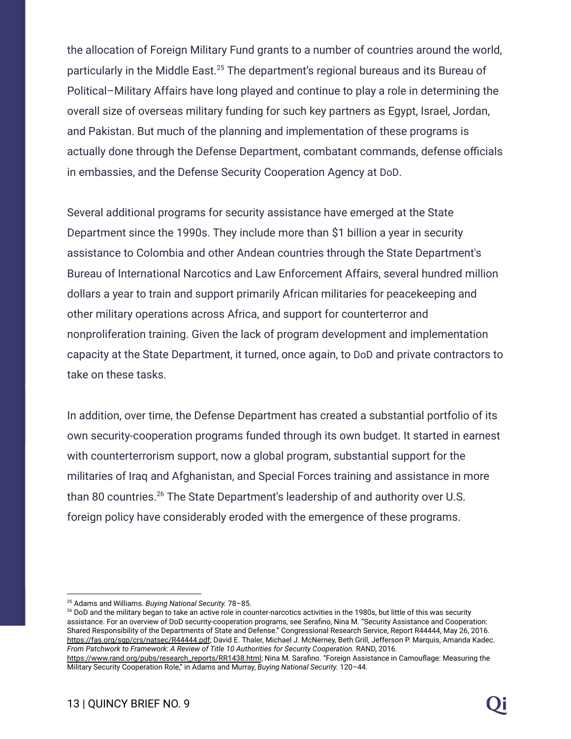the allocation of Foreign Military Fund grants to a number of countries around the world, particularly in the Middle East.[25] The department's regional bureaus and its Bureau of Political–Military Affairs have long played and continue to play a role in determining the overall size of overseas military funding for such key partners as Egypt, Israel, Jordan, and Pakistan. But much of the planning and implementation of these programs is actually done through the Defense Department, combatant commands, defense officials in embassies, and the Defense Security Cooperation Agency at DoD.

Several additional programs for security assistance have emerged at the State Department since the 1990s. They include more than $1 billion a year in security assistance to Colombia and other Andean countries through the State Department's Bureau of International Narcotics and Law Enforcement Affairs, several hundred million dollars a year to train and support primarily African militaries for peacekeeping and other military operations across Africa, and support for counterterror and nonproliferation training. Given the lack of program development and implementation capacity at the State Department, it turned, once again, to DoD and private contractors to take on these tasks.

In addition, over time, the Defense Department has created a substantial portfolio of its own security-cooperation programs funded through its own budget. It started in earnest with counterterrorism support, now a global program, substantial support for the militaries of Iraq and Afghanistan, and Special Forces training and assistance in more than 80 countries.[26] The State Department's leadership of and authority over U.S. foreign policy have considerably eroded with the emergence of these programs.

---

[25] Adams and Williams. *Buying National Security.* 78–85.

[26] DoD and the military began to take an active role in counter-narcotics activities in the 1980s, but little of this was security assistance. For an overview of DoD security-cooperation programs, see Serafino, Nina M. "Security Assistance and Cooperation: Shared Responsibility of the Departments of State and Defense." Congressional Research Service, Report R44444, May 26, 2016. https://fas.org/sgp/crs/natsec/R44444.pdf; David E. Thaler, Michael J. McNerney, Beth Grill, Jefferson P. Marquis, Amanda Kadec. *From Patchwork to Framework: A Review of Title 10 Authorities for Security Cooperation.* RAND, 2016. https://www.rand.org/pubs/research_reports/RR1438.html; Nina M. Sarafino. "Foreign Assistance in Camouflage: Measuring the Military Security Cooperation Role," in Adams and Murray, *Buying National Security.* 120–44.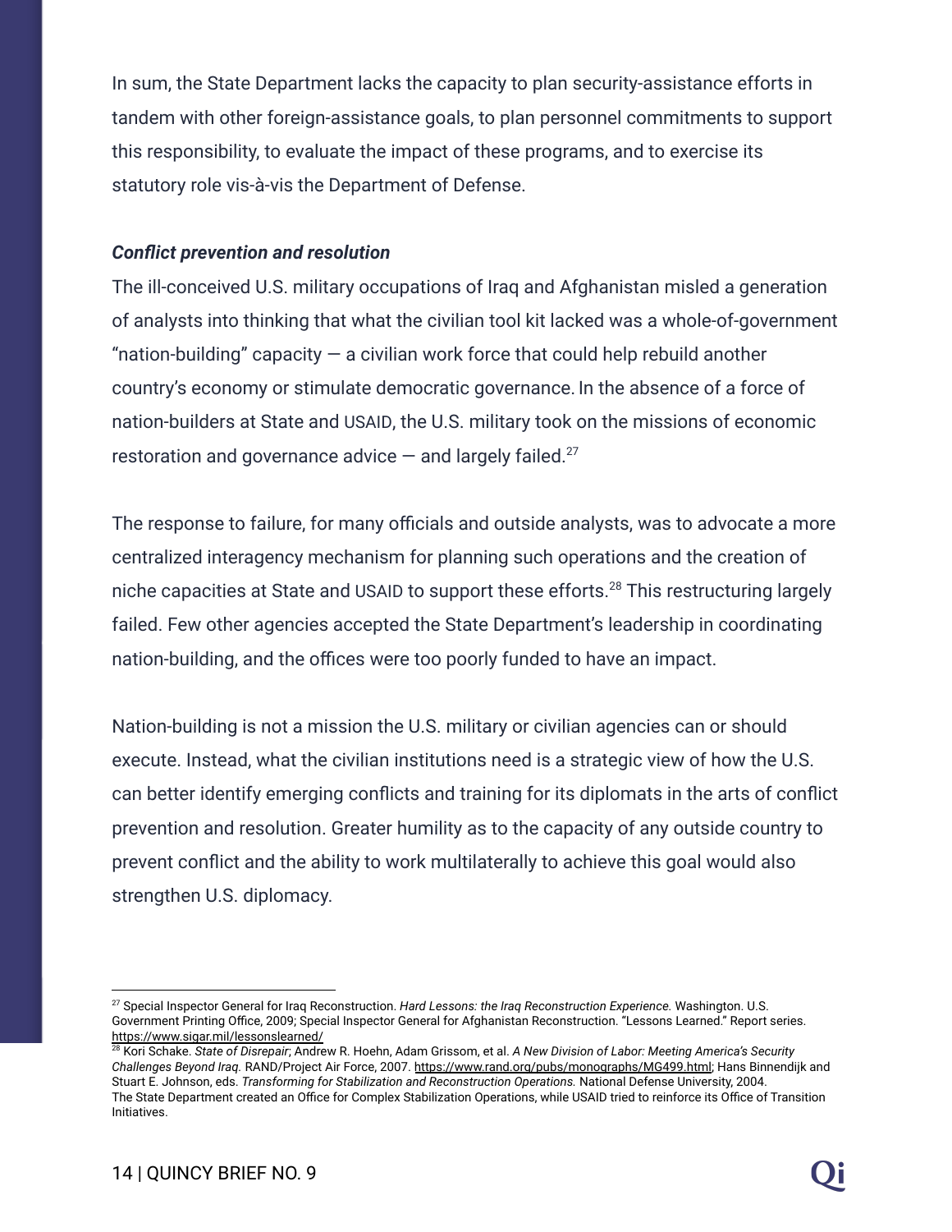In sum, the State Department lacks the capacity to plan security-assistance efforts in tandem with other foreign-assistance goals, to plan personnel commitments to support this responsibility, to evaluate the impact of these programs, and to exercise its statutory role vis-à-vis the Department of Defense.

***Conflict prevention and resolution***

The ill-conceived U.S. military occupations of Iraq and Afghanistan misled a generation of analysts into thinking that what the civilian tool kit lacked was a whole-of-government "nation-building" capacity — a civilian work force that could help rebuild another country's economy or stimulate democratic governance. In the absence of a force of nation-builders at State and USAID, the U.S. military took on the missions of economic restoration and governance advice — and largely failed.[27]

The response to failure, for many officials and outside analysts, was to advocate a more centralized interagency mechanism for planning such operations and the creation of niche capacities at State and USAID to support these efforts.[28] This restructuring largely failed. Few other agencies accepted the State Department's leadership in coordinating nation-building, and the offices were too poorly funded to have an impact.

Nation-building is not a mission the U.S. military or civilian agencies can or should execute. Instead, what the civilian institutions need is a strategic view of how the U.S. can better identify emerging conflicts and training for its diplomats in the arts of conflict prevention and resolution. Greater humility as to the capacity of any outside country to prevent conflict and the ability to work multilaterally to achieve this goal would also strengthen U.S. diplomacy.

---

[27] Special Inspector General for Iraq Reconstruction. *Hard Lessons: the Iraq Reconstruction Experience.* Washington. U.S. Government Printing Office, 2009; Special Inspector General for Afghanistan Reconstruction. "Lessons Learned." Report series. https://www.sigar.mil/lessonslearned/

[28] Kori Schake. *State of Disrepair*; Andrew R. Hoehn, Adam Grissom, et al. *A New Division of Labor: Meeting America's Security Challenges Beyond Iraq.* RAND/Project Air Force, 2007. https://www.rand.org/pubs/monographs/MG499.html; Hans Binnendijk and Stuart E. Johnson, eds. *Transforming for Stabilization and Reconstruction Operations.* National Defense University, 2004. The State Department created an Office for Complex Stabilization Operations, while USAID tried to reinforce its Office of Transition Initiatives.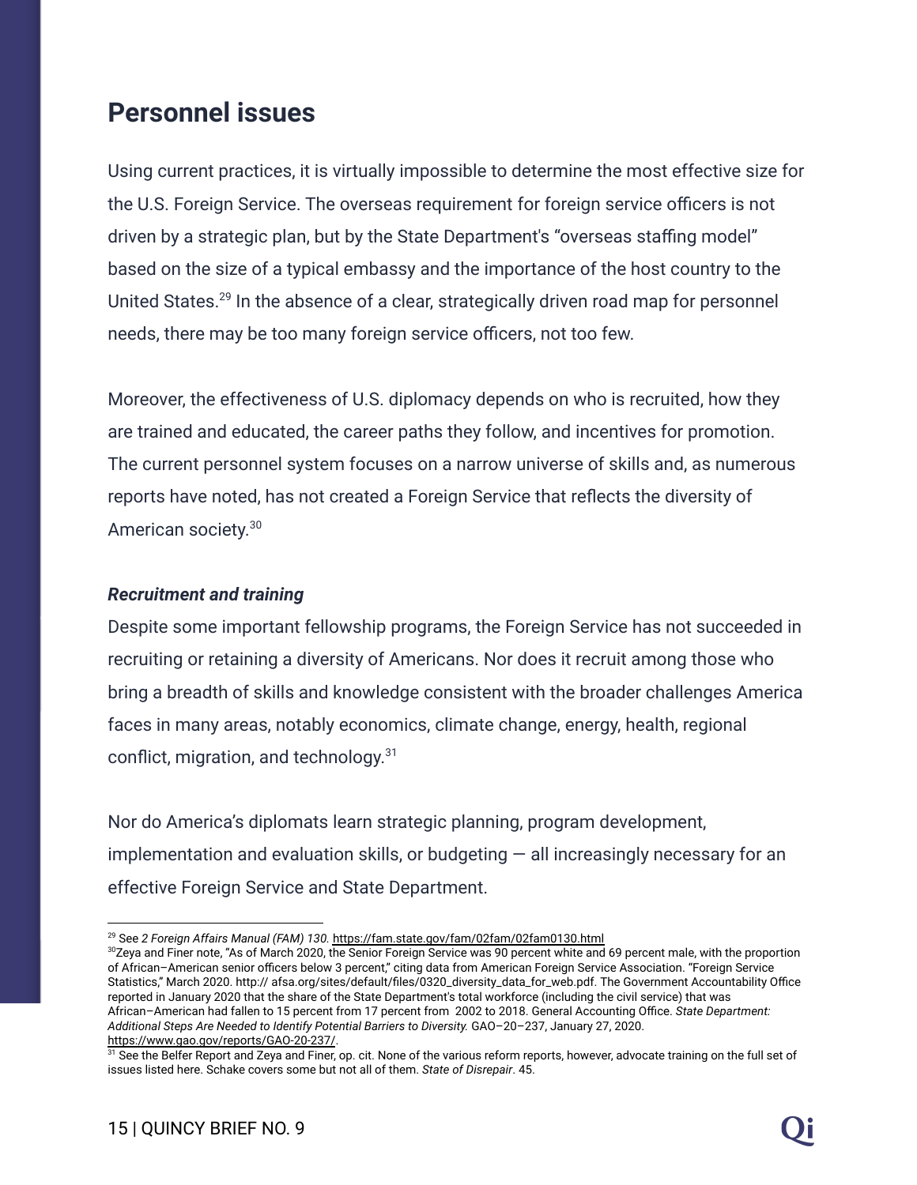## Personnel issues

Using current practices, it is virtually impossible to determine the most effective size for the U.S. Foreign Service. The overseas requirement for foreign service officers is not driven by a strategic plan, but by the State Department's "overseas staffing model" based on the size of a typical embassy and the importance of the host country to the United States.[29] In the absence of a clear, strategically driven road map for personnel needs, there may be too many foreign service officers, not too few.

Moreover, the effectiveness of U.S. diplomacy depends on who is recruited, how they are trained and educated, the career paths they follow, and incentives for promotion. The current personnel system focuses on a narrow universe of skills and, as numerous reports have noted, has not created a Foreign Service that reflects the diversity of American society.[30]

***Recruitment and training***

Despite some important fellowship programs, the Foreign Service has not succeeded in recruiting or retaining a diversity of Americans. Nor does it recruit among those who bring a breadth of skills and knowledge consistent with the broader challenges America faces in many areas, notably economics, climate change, energy, health, regional conflict, migration, and technology.[31]

Nor do America's diplomats learn strategic planning, program development, implementation and evaluation skills, or budgeting — all increasingly necessary for an effective Foreign Service and State Department.

---

[29] See *2 Foreign Affairs Manual (FAM) 130.* https://fam.state.gov/fam/02fam/02fam0130.html

[30] Zeya and Finer note, "As of March 2020, the Senior Foreign Service was 90 percent white and 69 percent male, with the proportion of African–American senior officers below 3 percent," citing data from American Foreign Service Association. "Foreign Service Statistics," March 2020. http:// afsa.org/sites/default/files/0320_diversity_data_for_web.pdf. The Government Accountability Office reported in January 2020 that the share of the State Department's total workforce (including the civil service) that was African–American had fallen to 15 percent from 17 percent from 2002 to 2018. General Accounting Office. *State Department: Additional Steps Are Needed to Identify Potential Barriers to Diversity.* GAO–20–237, January 27, 2020. https://www.gao.gov/reports/GAO-20-237/.

[31] See the Belfer Report and Zeya and Finer, op. cit. None of the various reform reports, however, advocate training on the full set of issues listed here. Schake covers some but not all of them. *State of Disrepair*. 45.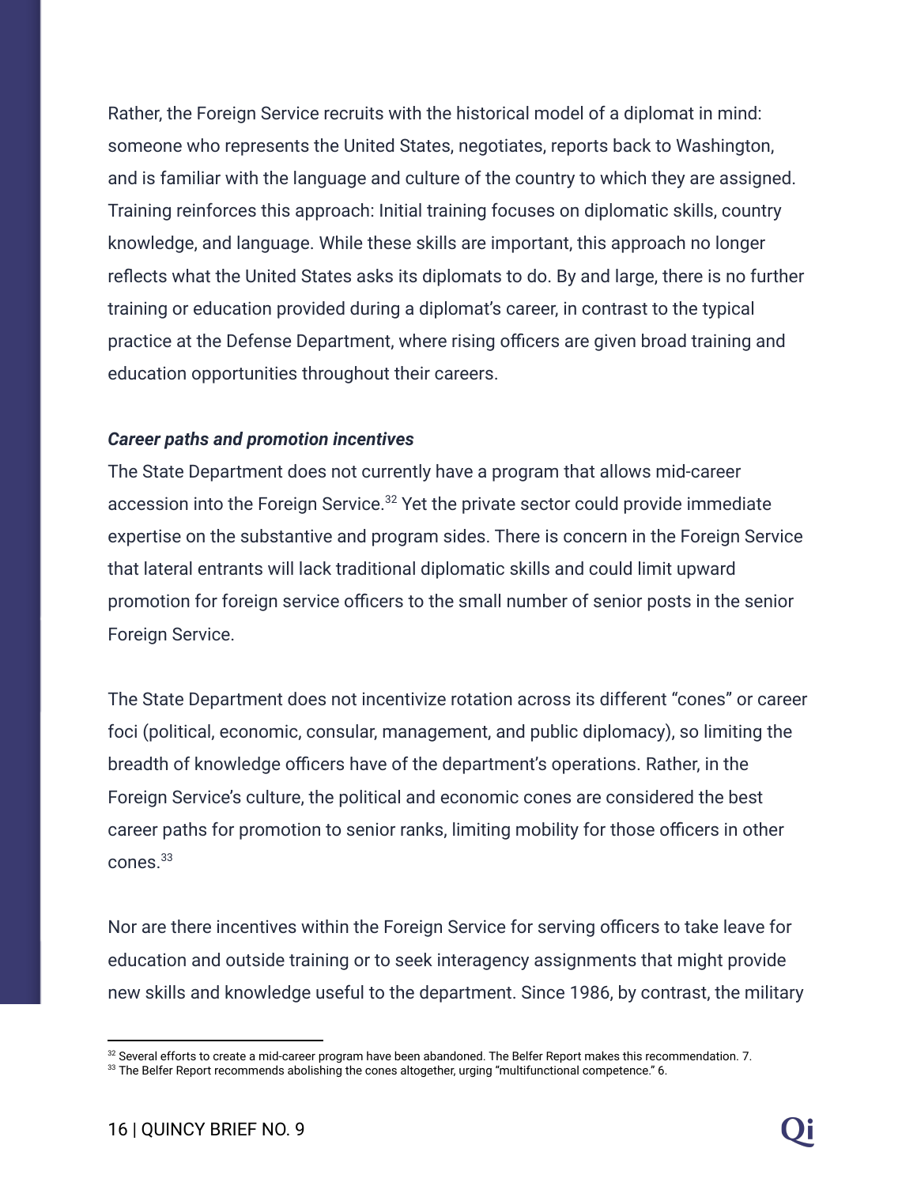Rather, the Foreign Service recruits with the historical model of a diplomat in mind: someone who represents the United States, negotiates, reports back to Washington, and is familiar with the language and culture of the country to which they are assigned. Training reinforces this approach: Initial training focuses on diplomatic skills, country knowledge, and language. While these skills are important, this approach no longer reflects what the United States asks its diplomats to do. By and large, there is no further training or education provided during a diplomat's career, in contrast to the typical practice at the Defense Department, where rising officers are given broad training and education opportunities throughout their careers.

***Career paths and promotion incentives***

The State Department does not currently have a program that allows mid-career accession into the Foreign Service.[32] Yet the private sector could provide immediate expertise on the substantive and program sides. There is concern in the Foreign Service that lateral entrants will lack traditional diplomatic skills and could limit upward promotion for foreign service officers to the small number of senior posts in the senior Foreign Service.

The State Department does not incentivize rotation across its different "cones" or career foci (political, economic, consular, management, and public diplomacy), so limiting the breadth of knowledge officers have of the department's operations. Rather, in the Foreign Service's culture, the political and economic cones are considered the best career paths for promotion to senior ranks, limiting mobility for those officers in other cones.[33]

Nor are there incentives within the Foreign Service for serving officers to take leave for education and outside training or to seek interagency assignments that might provide new skills and knowledge useful to the department. Since 1986, by contrast, the military

---

[32] Several efforts to create a mid-career program have been abandoned. The Belfer Report makes this recommendation. 7.

[33] The Belfer Report recommends abolishing the cones altogether, urging "multifunctional competence." 6.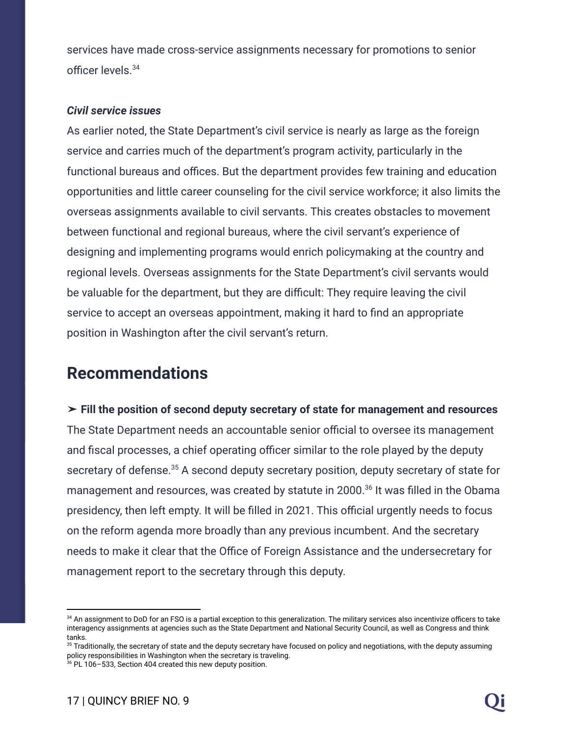services have made cross-service assignments necessary for promotions to senior officer levels.[34]

***Civil service issues***

As earlier noted, the State Department's civil service is nearly as large as the foreign service and carries much of the department's program activity, particularly in the functional bureaus and offices. But the department provides few training and education opportunities and little career counseling for the civil service workforce; it also limits the overseas assignments available to civil servants. This creates obstacles to movement between functional and regional bureaus, where the civil servant's experience of designing and implementing programs would enrich policymaking at the country and regional levels. Overseas assignments for the State Department's civil servants would be valuable for the department, but they are difficult: They require leaving the civil service to accept an overseas appointment, making it hard to find an appropriate position in Washington after the civil servant's return.

## Recommendations

➢ **Fill the position of second deputy secretary of state for management and resources**

The State Department needs an accountable senior official to oversee its management and fiscal processes, a chief operating officer similar to the role played by the deputy secretary of defense.[35] A second deputy secretary position, deputy secretary of state for management and resources, was created by statute in 2000.[36] It was filled in the Obama presidency, then left empty. It will be filled in 2021. This official urgently needs to focus on the reform agenda more broadly than any previous incumbent. And the secretary needs to make it clear that the Office of Foreign Assistance and the undersecretary for management report to the secretary through this deputy.

---

[34] An assignment to DoD for an FSO is a partial exception to this generalization. The military services also incentivize officers to take interagency assignments at agencies such as the State Department and National Security Council, as well as Congress and think tanks.

[35] Traditionally, the secretary of state and the deputy secretary have focused on policy and negotiations, with the deputy assuming policy responsibilities in Washington when the secretary is traveling.

[36] PL 106–533, Section 404 created this new deputy position.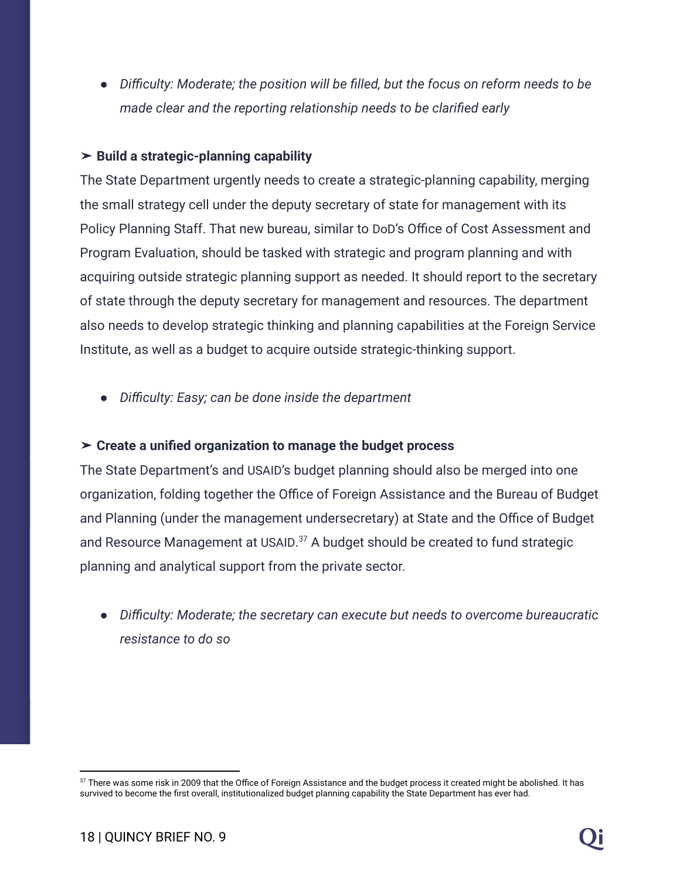- *Difficulty: Moderate; the position will be filled, but the focus on reform needs to be made clear and the reporting relationship needs to be clarified early*

➢ **Build a strategic-planning capability**

The State Department urgently needs to create a strategic-planning capability, merging the small strategy cell under the deputy secretary of state for management with its Policy Planning Staff. That new bureau, similar to DoD's Office of Cost Assessment and Program Evaluation, should be tasked with strategic and program planning and with acquiring outside strategic planning support as needed. It should report to the secretary of state through the deputy secretary for management and resources. The department also needs to develop strategic thinking and planning capabilities at the Foreign Service Institute, as well as a budget to acquire outside strategic-thinking support.

- *Difficulty: Easy; can be done inside the department*

➢ **Create a unified organization to manage the budget process**

The State Department's and USAID's budget planning should also be merged into one organization, folding together the Office of Foreign Assistance and the Bureau of Budget and Planning (under the management undersecretary) at State and the Office of Budget and Resource Management at USAID.[37] A budget should be created to fund strategic planning and analytical support from the private sector.

- *Difficulty: Moderate; the secretary can execute but needs to overcome bureaucratic resistance to do so*

---

[37] There was some risk in 2009 that the Office of Foreign Assistance and the budget process it created might be abolished. It has survived to become the first overall, institutionalized budget planning capability the State Department has ever had.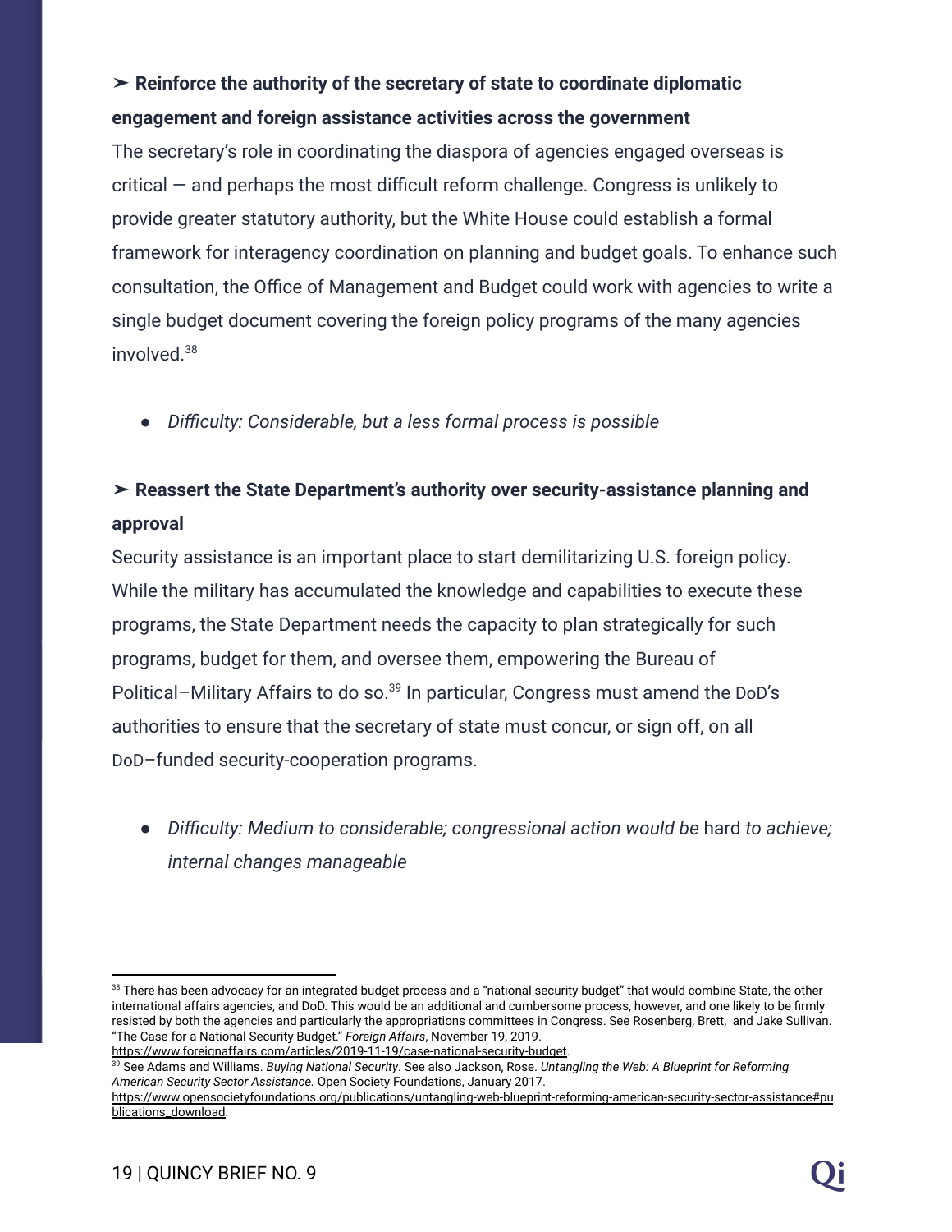➢ **Reinforce the authority of the secretary of state to coordinate diplomatic engagement and foreign assistance activities across the government**

The secretary's role in coordinating the diaspora of agencies engaged overseas is critical — and perhaps the most difficult reform challenge. Congress is unlikely to provide greater statutory authority, but the White House could establish a formal framework for interagency coordination on planning and budget goals. To enhance such consultation, the Office of Management and Budget could work with agencies to write a single budget document covering the foreign policy programs of the many agencies involved.[38]

- *Difficulty: Considerable, but a less formal process is possible*

➢ **Reassert the State Department's authority over security-assistance planning and approval**

Security assistance is an important place to start demilitarizing U.S. foreign policy. While the military has accumulated the knowledge and capabilities to execute these programs, the State Department needs the capacity to plan strategically for such programs, budget for them, and oversee them, empowering the Bureau of Political–Military Affairs to do so.[39] In particular, Congress must amend the DoD's authorities to ensure that the secretary of state must concur, or sign off, on all DoD–funded security-cooperation programs.

- *Difficulty: Medium to considerable; congressional action would be* hard *to achieve; internal changes manageable*

---

[38] There has been advocacy for an integrated budget process and a "national security budget" that would combine State, the other international affairs agencies, and DoD. This would be an additional and cumbersome process, however, and one likely to be firmly resisted by both the agencies and particularly the appropriations committees in Congress. See Rosenberg, Brett, and Jake Sullivan. "The Case for a National Security Budget." *Foreign Affairs*, November 19, 2019. https://www.foreignaffairs.com/articles/2019-11-19/case-national-security-budget.

[39] See Adams and Williams. *Buying National Security*. See also Jackson, Rose. *Untangling the Web: A Blueprint for Reforming American Security Sector Assistance.* Open Society Foundations, January 2017. https://www.opensocietyfoundations.org/publications/untangling-web-blueprint-reforming-american-security-sector-assistance#publications_download.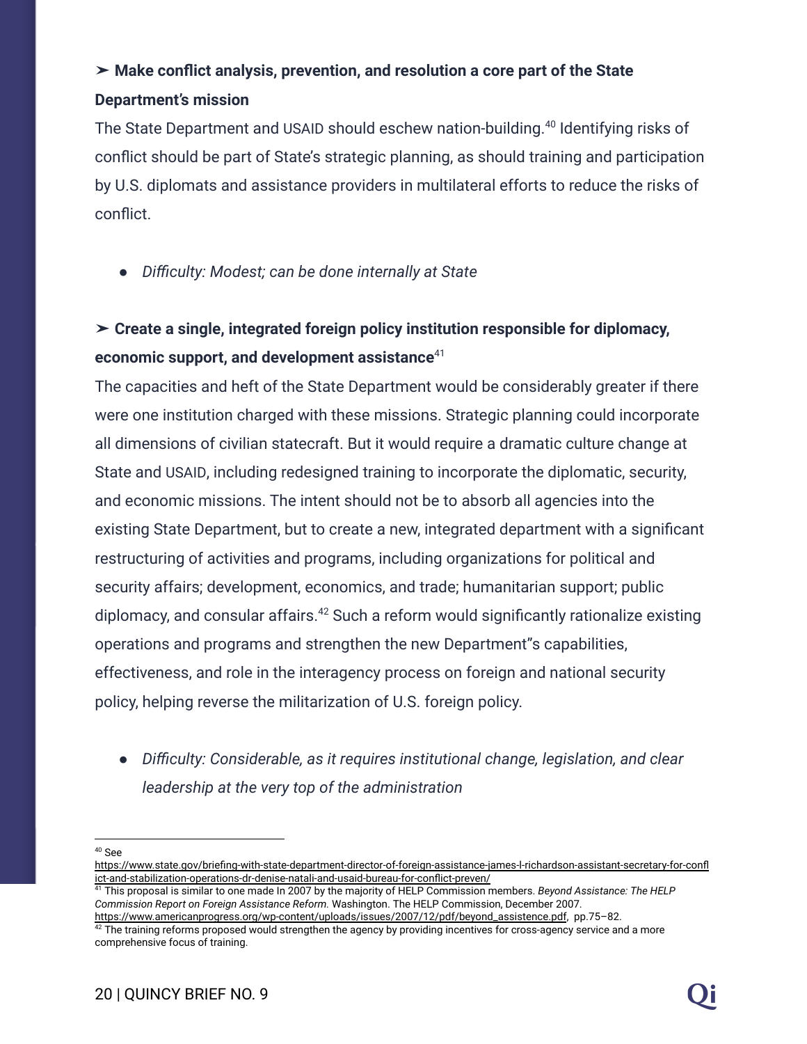➢ **Make conflict analysis, prevention, and resolution a core part of the State Department's mission**

The State Department and USAID should eschew nation-building.[40] Identifying risks of conflict should be part of State's strategic planning, as should training and participation by U.S. diplomats and assistance providers in multilateral efforts to reduce the risks of conflict.

- *Difficulty: Modest; can be done internally at State*

➢ **Create a single, integrated foreign policy institution responsible for diplomacy, economic support, and development assistance**[41]

The capacities and heft of the State Department would be considerably greater if there were one institution charged with these missions. Strategic planning could incorporate all dimensions of civilian statecraft. But it would require a dramatic culture change at State and USAID, including redesigned training to incorporate the diplomatic, security, and economic missions. The intent should not be to absorb all agencies into the existing State Department, but to create a new, integrated department with a significant restructuring of activities and programs, including organizations for political and security affairs; development, economics, and trade; humanitarian support; public diplomacy, and consular affairs.[42] Such a reform would significantly rationalize existing operations and programs and strengthen the new Department"s capabilities, effectiveness, and role in the interagency process on foreign and national security policy, helping reverse the militarization of U.S. foreign policy.

- *Difficulty: Considerable, as it requires institutional change, legislation, and clear leadership at the very top of the administration*

---

[40] See https://www.state.gov/briefing-with-state-department-director-of-foreign-assistance-james-l-richardson-assistant-secretary-for-conflict-and-stabilization-operations-dr-denise-natali-and-usaid-bureau-for-conflict-preven/

[41] This proposal is similar to one made In 2007 by the majority of HELP Commission members. *Beyond Assistance: The HELP Commission Report on Foreign Assistance Reform.* Washington. The HELP Commission, December 2007. https://www.americanprogress.org/wp-content/uploads/issues/2007/12/pdf/beyond_assistence.pdf, pp.75–82.

[42] The training reforms proposed would strengthen the agency by providing incentives for cross-agency service and a more comprehensive focus of training.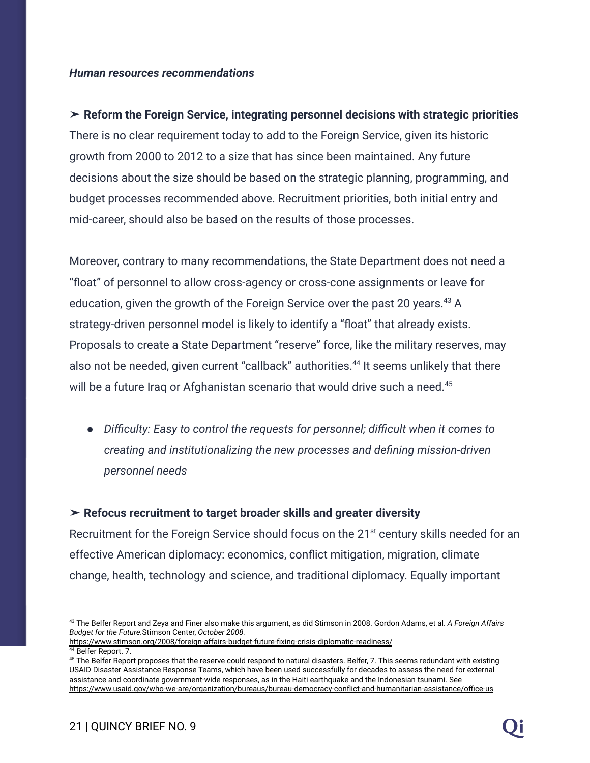***Human resources recommendations***

➢ **Reform the Foreign Service, integrating personnel decisions with strategic priorities**

There is no clear requirement today to add to the Foreign Service, given its historic growth from 2000 to 2012 to a size that has since been maintained. Any future decisions about the size should be based on the strategic planning, programming, and budget processes recommended above. Recruitment priorities, both initial entry and mid-career, should also be based on the results of those processes.

Moreover, contrary to many recommendations, the State Department does not need a "float" of personnel to allow cross-agency or cross-cone assignments or leave for education, given the growth of the Foreign Service over the past 20 years.[43] A strategy-driven personnel model is likely to identify a "float" that already exists. Proposals to create a State Department "reserve" force, like the military reserves, may also not be needed, given current "callback" authorities.[44] It seems unlikely that there will be a future Iraq or Afghanistan scenario that would drive such a need.[45]

- *Difficulty: Easy to control the requests for personnel; difficult when it comes to creating and institutionalizing the new processes and defining mission-driven personnel needs*

➢ **Refocus recruitment to target broader skills and greater diversity**

Recruitment for the Foreign Service should focus on the 21st century skills needed for an effective American diplomacy: economics, conflict mitigation, migration, climate change, health, technology and science, and traditional diplomacy. Equally important

---

[43] The Belfer Report and Zeya and Finer also make this argument, as did Stimson in 2008. Gordon Adams, et al. *A Foreign Affairs Budget for the Future.* Stimson Center, *October 2008.* https://www.stimson.org/2008/foreign-affairs-budget-future-fixing-crisis-diplomatic-readiness/

[44] Belfer Report. 7.

[45] The Belfer Report proposes that the reserve could respond to natural disasters. Belfer, 7. This seems redundant with existing USAID Disaster Assistance Response Teams, which have been used successfully for decades to assess the need for external assistance and coordinate government-wide responses, as in the Haiti earthquake and the Indonesian tsunami. See https://www.usaid.gov/who-we-are/organization/bureaus/bureau-democracy-conflict-and-humanitarian-assistance/office-us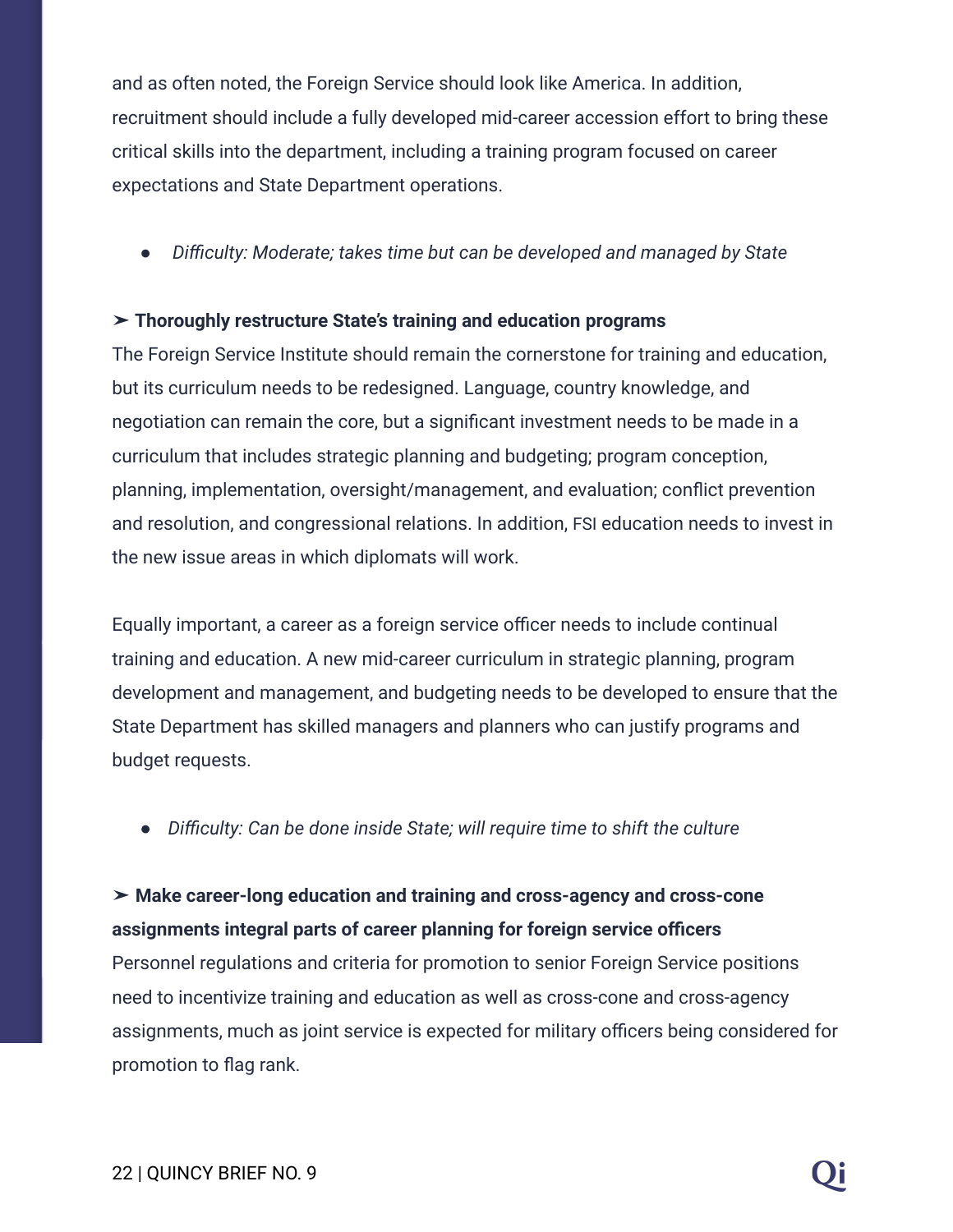and as often noted, the Foreign Service should look like America. In addition, recruitment should include a fully developed mid-career accession effort to bring these critical skills into the department, including a training program focused on career expectations and State Department operations.

- *Difficulty: Moderate; takes time but can be developed and managed by State*

➢ **Thoroughly restructure State's training and education programs**
The Foreign Service Institute should remain the cornerstone for training and education, but its curriculum needs to be redesigned. Language, country knowledge, and negotiation can remain the core, but a significant investment needs to be made in a curriculum that includes strategic planning and budgeting; program conception, planning, implementation, oversight/management, and evaluation; conflict prevention and resolution, and congressional relations. In addition, FSI education needs to invest in the new issue areas in which diplomats will work.

Equally important, a career as a foreign service officer needs to include continual training and education. A new mid-career curriculum in strategic planning, program development and management, and budgeting needs to be developed to ensure that the State Department has skilled managers and planners who can justify programs and budget requests.

- *Difficulty: Can be done inside State; will require time to shift the culture*

➢ **Make career-long education and training and cross-agency and cross-cone assignments integral parts of career planning for foreign service officers**
Personnel regulations and criteria for promotion to senior Foreign Service positions need to incentivize training and education as well as cross-cone and cross-agency assignments, much as joint service is expected for military officers being considered for promotion to flag rank.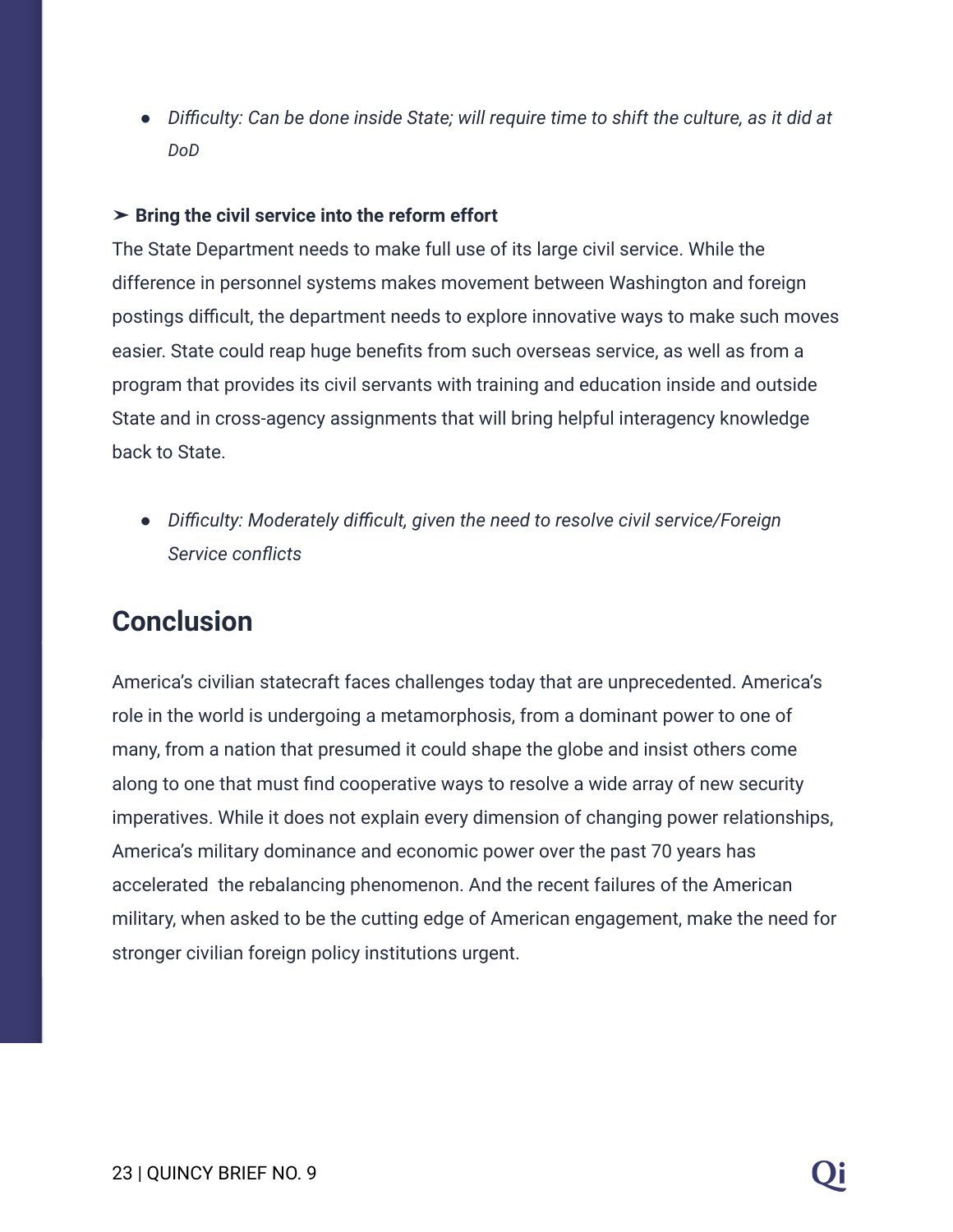- *Difficulty: Can be done inside State; will require time to shift the culture, as it did at DoD*

➢ **Bring the civil service into the reform effort**

The State Department needs to make full use of its large civil service. While the difference in personnel systems makes movement between Washington and foreign postings difficult, the department needs to explore innovative ways to make such moves easier. State could reap huge benefits from such overseas service, as well as from a program that provides its civil servants with training and education inside and outside State and in cross-agency assignments that will bring helpful interagency knowledge back to State.

- *Difficulty: Moderately difficult, given the need to resolve civil service/Foreign Service conflicts*

## Conclusion

America's civilian statecraft faces challenges today that are unprecedented. America's role in the world is undergoing a metamorphosis, from a dominant power to one of many, from a nation that presumed it could shape the globe and insist others come along to one that must find cooperative ways to resolve a wide array of new security imperatives. While it does not explain every dimension of changing power relationships, America's military dominance and economic power over the past 70 years has accelerated the rebalancing phenomenon. And the recent failures of the American military, when asked to be the cutting edge of American engagement, make the need for stronger civilian foreign policy institutions urgent.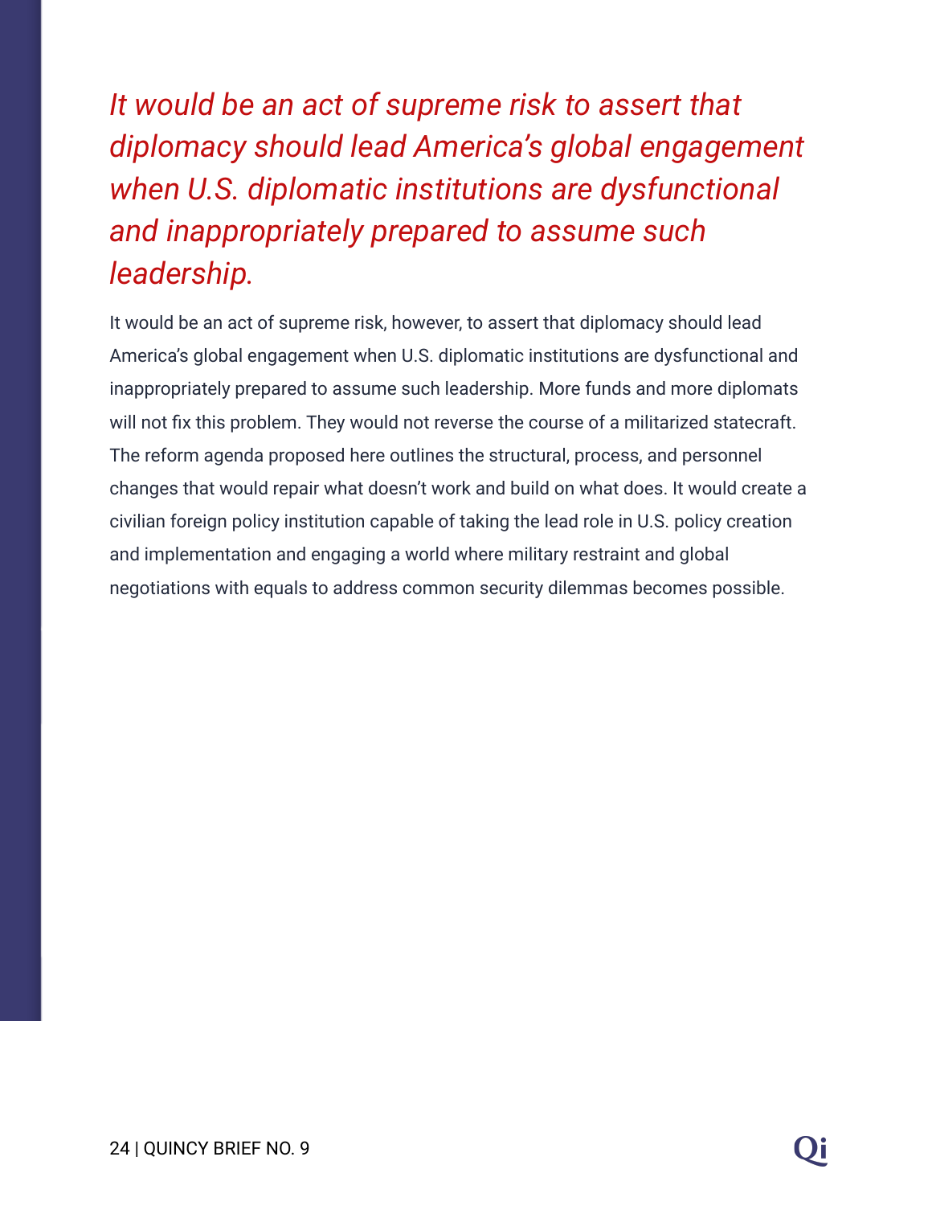*It would be an act of supreme risk to assert that diplomacy should lead America's global engagement when U.S. diplomatic institutions are dysfunctional and inappropriately prepared to assume such leadership.*

It would be an act of supreme risk, however, to assert that diplomacy should lead America's global engagement when U.S. diplomatic institutions are dysfunctional and inappropriately prepared to assume such leadership. More funds and more diplomats will not fix this problem. They would not reverse the course of a militarized statecraft. The reform agenda proposed here outlines the structural, process, and personnel changes that would repair what doesn't work and build on what does. It would create a civilian foreign policy institution capable of taking the lead role in U.S. policy creation and implementation and engaging a world where military restraint and global negotiations with equals to address common security dilemmas becomes possible.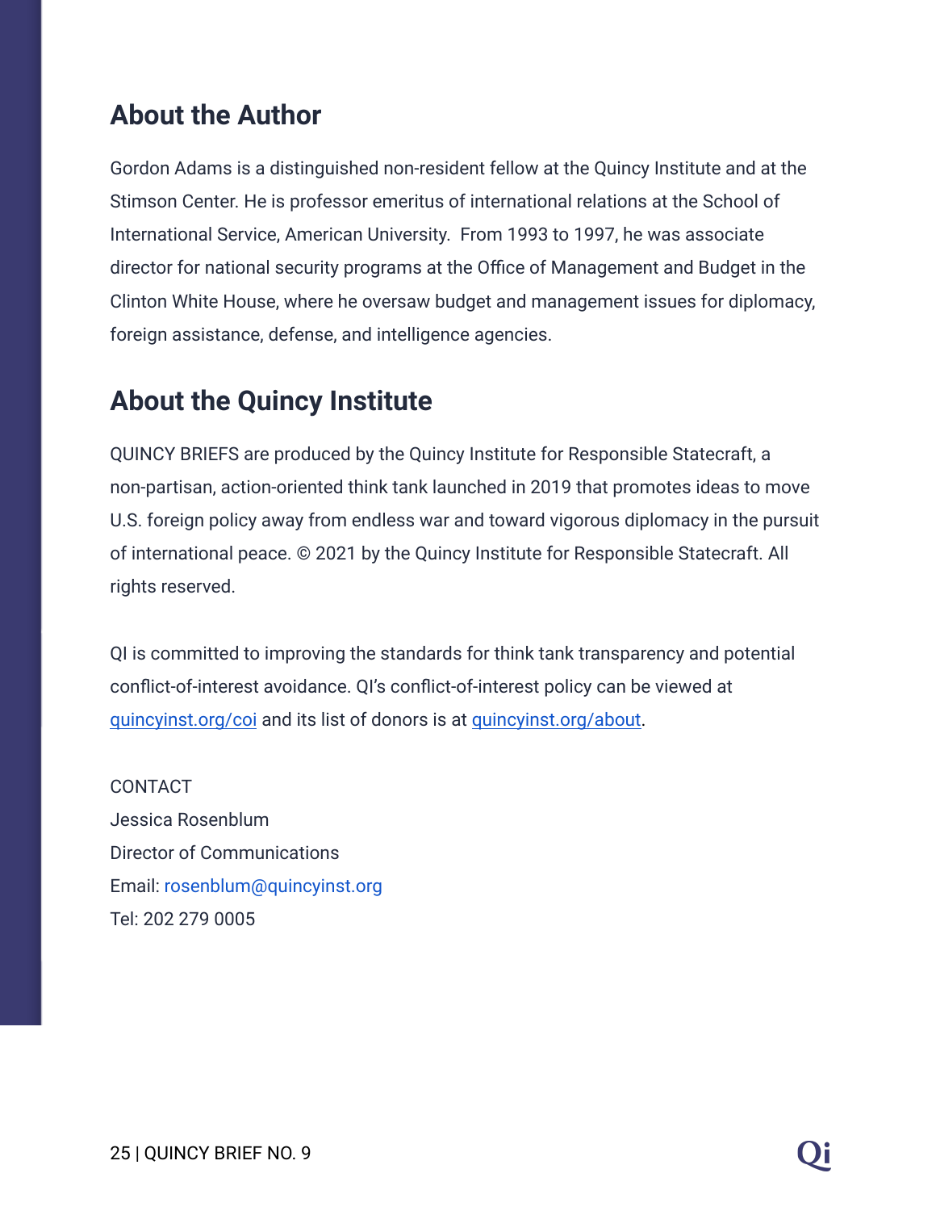## About the Author

Gordon Adams is a distinguished non-resident fellow at the Quincy Institute and at the Stimson Center. He is professor emeritus of international relations at the School of International Service, American University. From 1993 to 1997, he was associate director for national security programs at the Office of Management and Budget in the Clinton White House, where he oversaw budget and management issues for diplomacy, foreign assistance, defense, and intelligence agencies.

## About the Quincy Institute

QUINCY BRIEFS are produced by the Quincy Institute for Responsible Statecraft, a non-partisan, action-oriented think tank launched in 2019 that promotes ideas to move U.S. foreign policy away from endless war and toward vigorous diplomacy in the pursuit of international peace. © 2021 by the Quincy Institute for Responsible Statecraft. All rights reserved.

QI is committed to improving the standards for think tank transparency and potential conflict-of-interest avoidance. QI's conflict-of-interest policy can be viewed at quincyinst.org/coi and its list of donors is at quincyinst.org/about.

CONTACT
Jessica Rosenblum
Director of Communications
Email: rosenblum@quincyinst.org
Tel: 202 279 0005